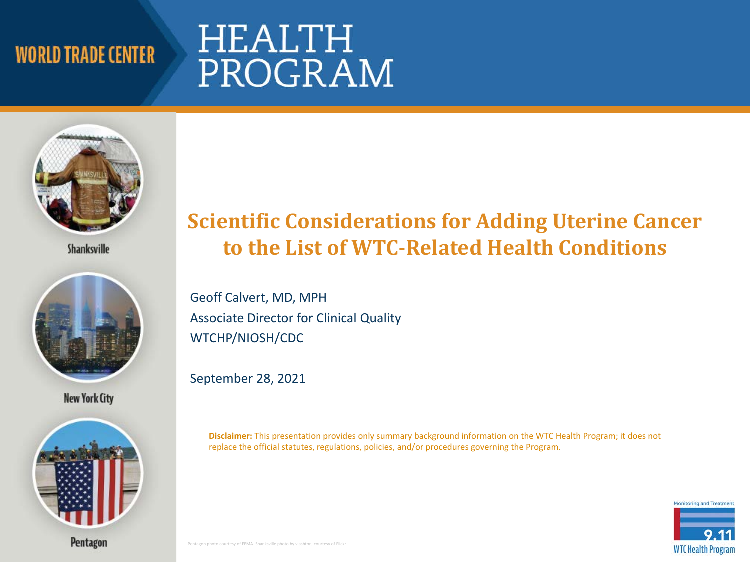WORLD TRADE CENTER

# HEALTH PROGRAM

Shanksville

New York City

Pentagon

## Scientific Considerations for Adding Uterine Cancer to the List of WTC-Related Health Conditions

Geoff Calvert, MD, MPH
Associate Director for Clinical Quality
WTCHP/NIOSH/CDC

September 28, 2021

**Disclaimer:** This presentation provides only summary background information on the WTC Health Program; it does not replace the official statutes, regulations, policies, and/or procedures governing the Program.

Pentagon photo courtesy of FEMA. Shanksville photo by vlashton, courtesy of Flickr

Monitoring and Treatment
9.11
WTC Health Program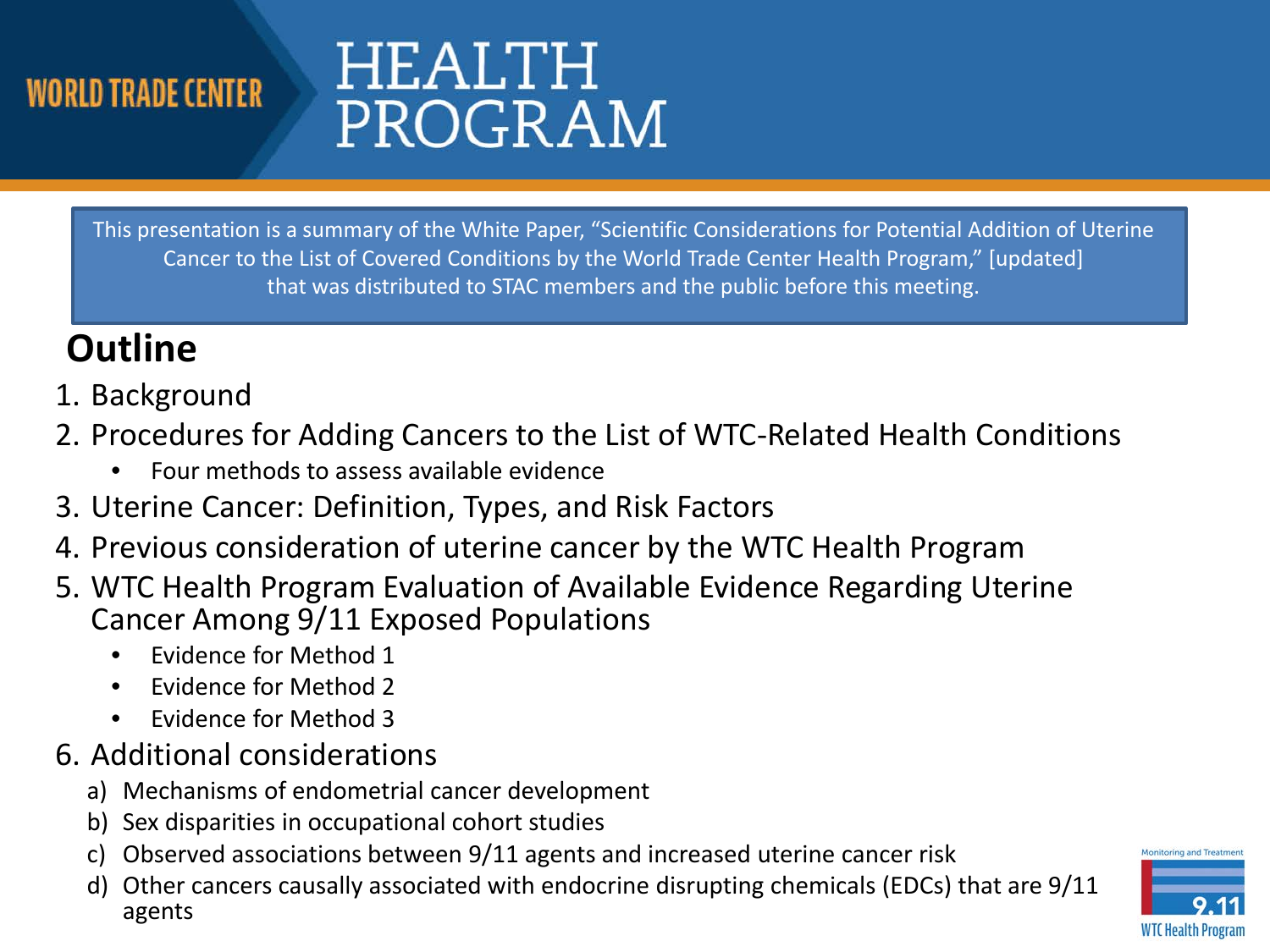This presentation is a summary of the White Paper, "Scientific Considerations for Potential Addition of Uterine Cancer to the List of Covered Conditions by the World Trade Center Health Program," [updated] that was distributed to STAC members and the public before this meeting.

## Outline

1. Background
2. Procedures for Adding Cancers to the List of WTC-Related Health Conditions
   - Four methods to assess available evidence
3. Uterine Cancer: Definition, Types, and Risk Factors
4. Previous consideration of uterine cancer by the WTC Health Program
5. WTC Health Program Evaluation of Available Evidence Regarding Uterine Cancer Among 9/11 Exposed Populations
   - Evidence for Method 1
   - Evidence for Method 2
   - Evidence for Method 3
6. Additional considerations
   a) Mechanisms of endometrial cancer development
   b) Sex disparities in occupational cohort studies
   c) Observed associations between 9/11 agents and increased uterine cancer risk
   d) Other cancers causally associated with endocrine disrupting chemicals (EDCs) that are 9/11 agents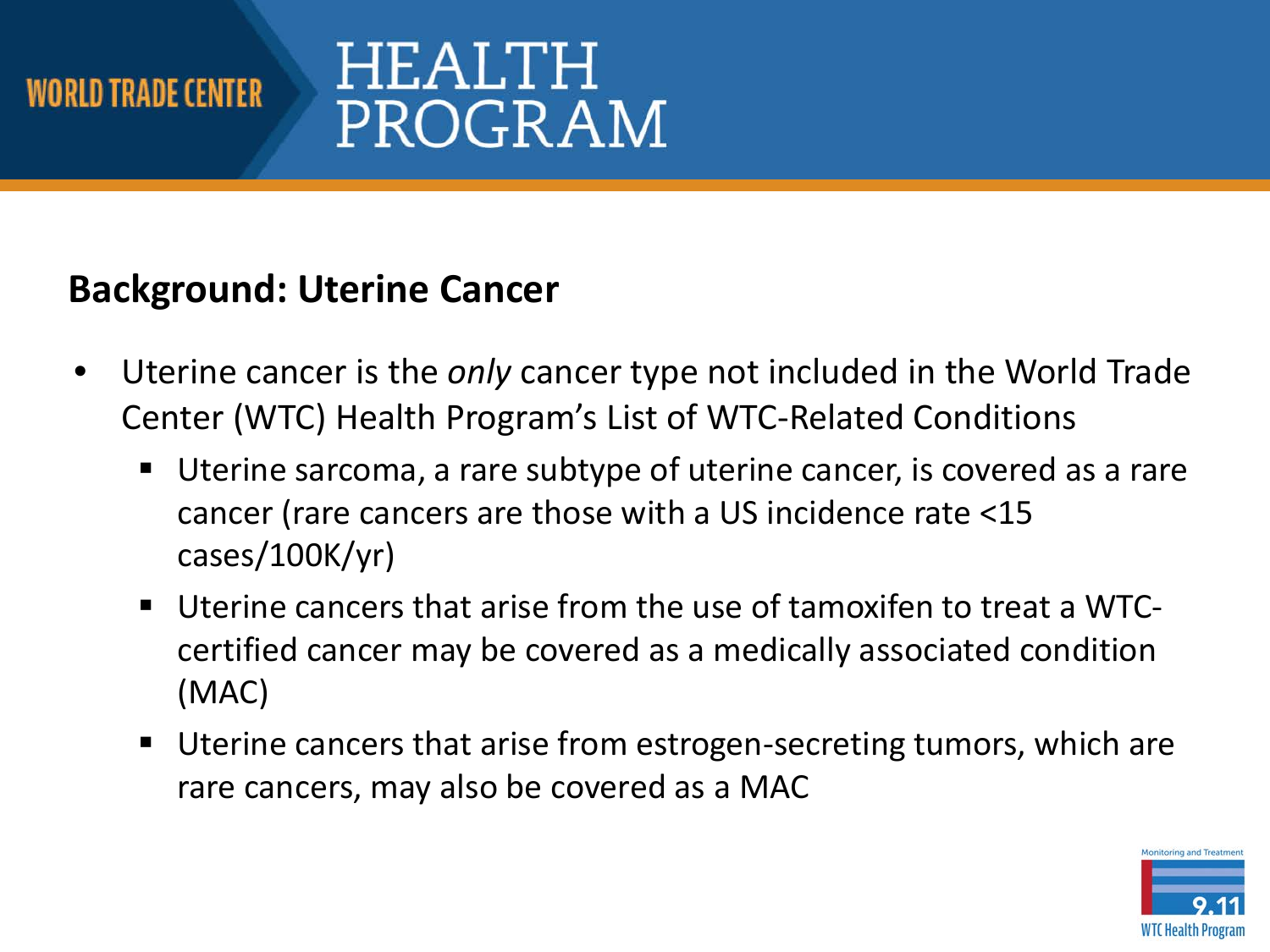## Background: Uterine Cancer

- Uterine cancer is the *only* cancer type not included in the World Trade Center (WTC) Health Program's List of WTC-Related Conditions
  - Uterine sarcoma, a rare subtype of uterine cancer, is covered as a rare cancer (rare cancers are those with a US incidence rate <15 cases/100K/yr)
  - Uterine cancers that arise from the use of tamoxifen to treat a WTC-certified cancer may be covered as a medically associated condition (MAC)
  - Uterine cancers that arise from estrogen-secreting tumors, which are rare cancers, may also be covered as a MAC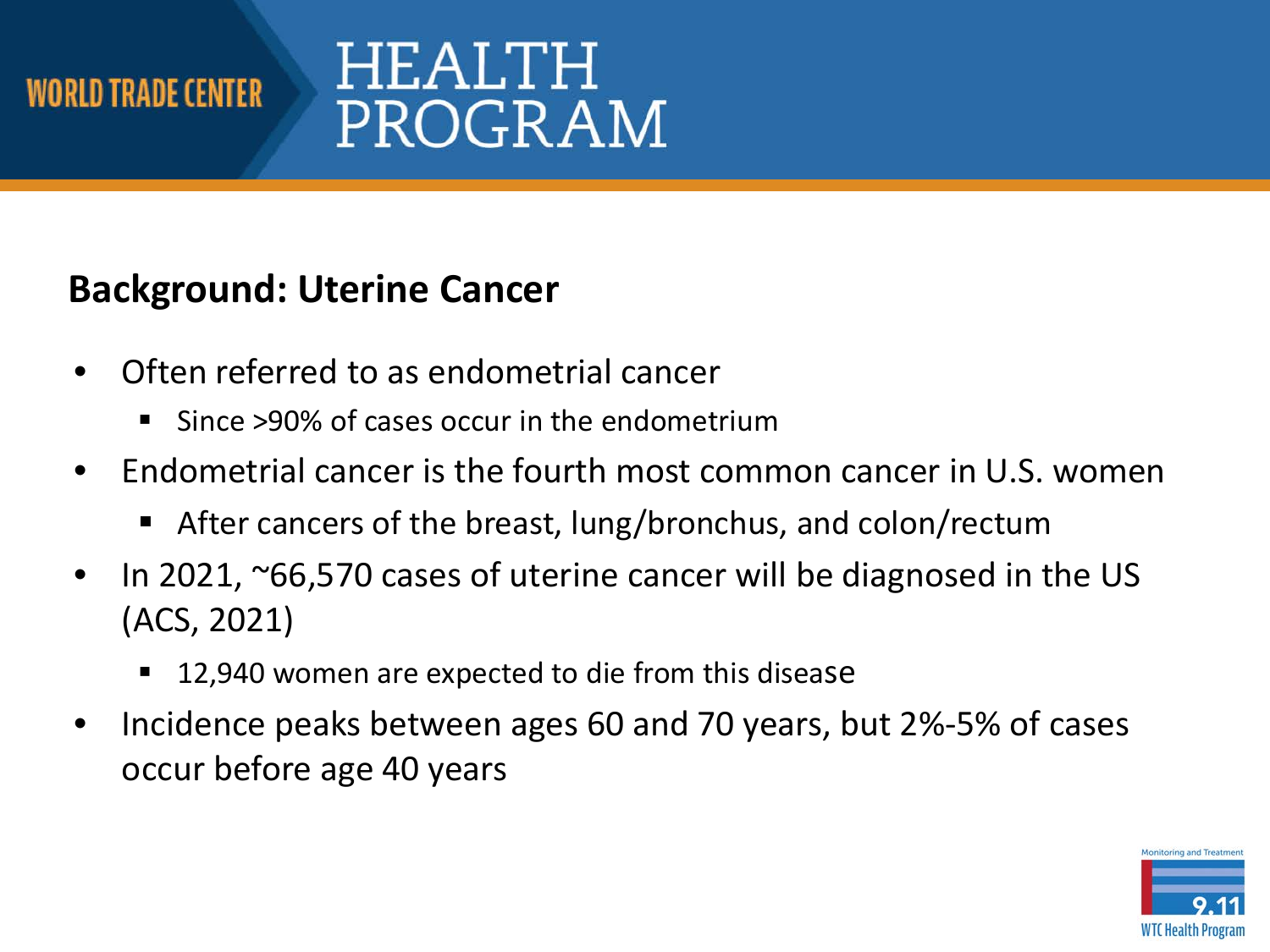## Background: Uterine Cancer

- Often referred to as endometrial cancer
  - Since >90% of cases occur in the endometrium
- Endometrial cancer is the fourth most common cancer in U.S. women
  - After cancers of the breast, lung/bronchus, and colon/rectum
- In 2021, ~66,570 cases of uterine cancer will be diagnosed in the US (ACS, 2021)
  - 12,940 women are expected to die from this disease
- Incidence peaks between ages 60 and 70 years, but 2%-5% of cases occur before age 40 years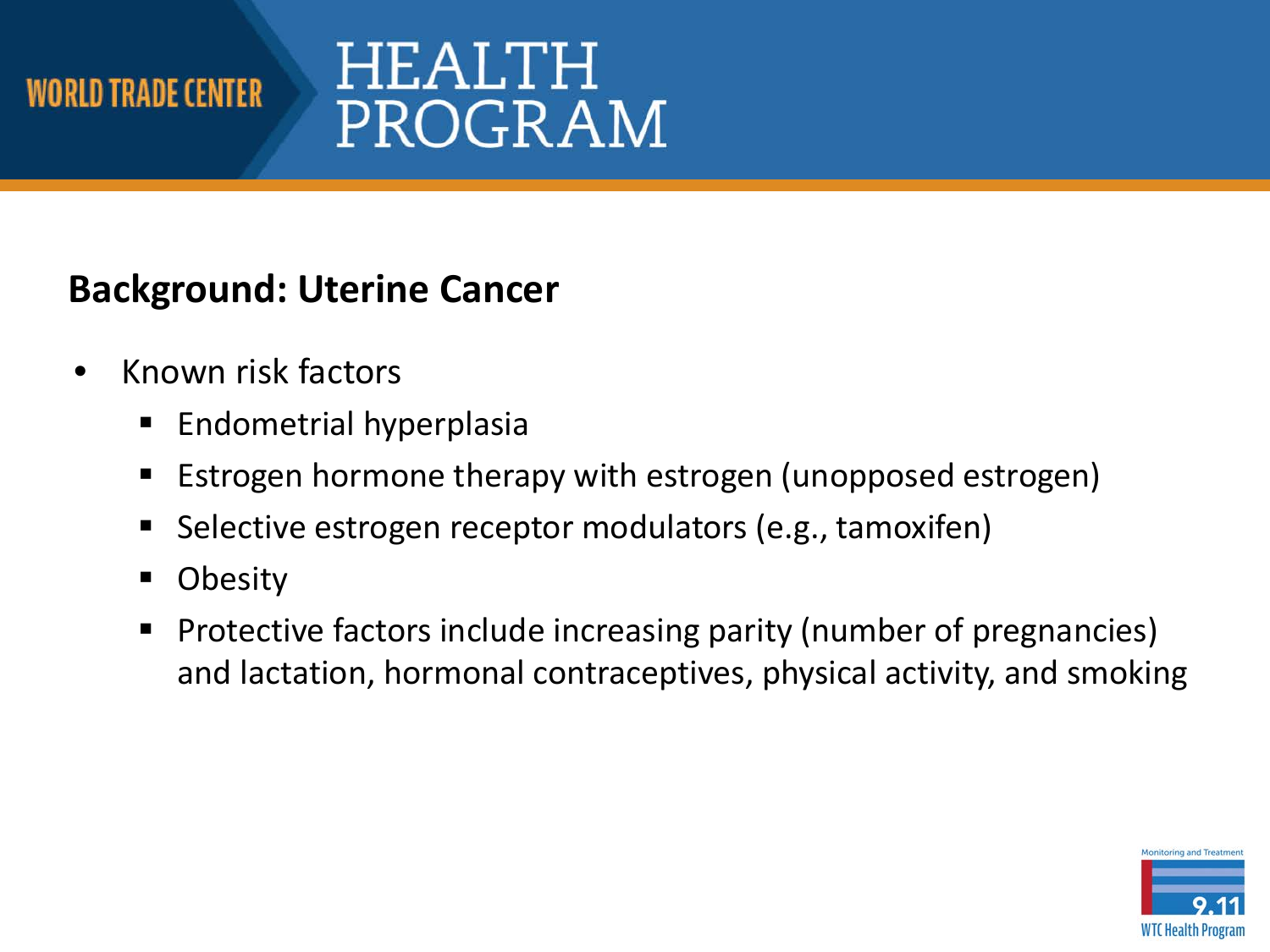## Background: Uterine Cancer

- Known risk factors
  - Endometrial hyperplasia
  - Estrogen hormone therapy with estrogen (unopposed estrogen)
  - Selective estrogen receptor modulators (e.g., tamoxifen)
  - Obesity
  - Protective factors include increasing parity (number of pregnancies) and lactation, hormonal contraceptives, physical activity, and smoking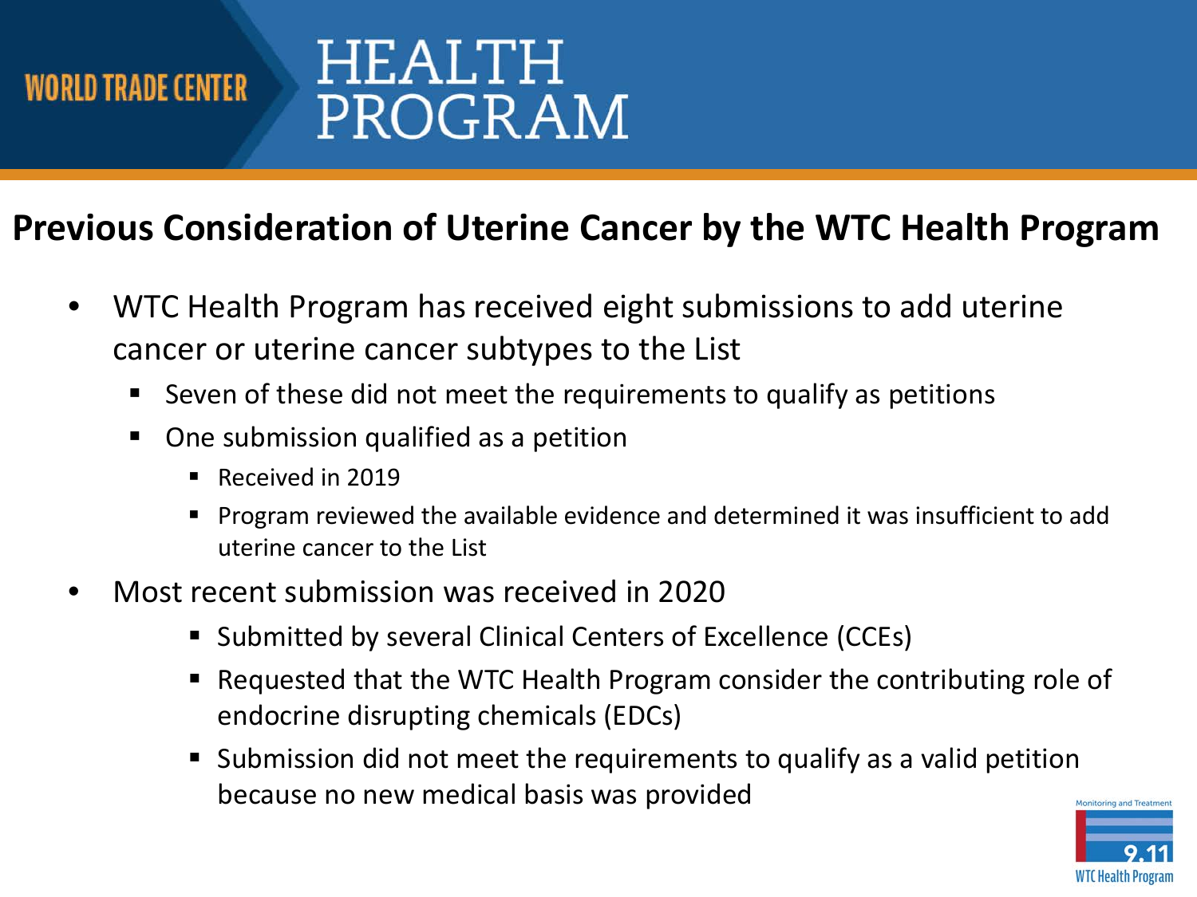## Previous Consideration of Uterine Cancer by the WTC Health Program

- WTC Health Program has received eight submissions to add uterine cancer or uterine cancer subtypes to the List
  - Seven of these did not meet the requirements to qualify as petitions
  - One submission qualified as a petition
    - Received in 2019
    - Program reviewed the available evidence and determined it was insufficient to add uterine cancer to the List
- Most recent submission was received in 2020
    - Submitted by several Clinical Centers of Excellence (CCEs)
    - Requested that the WTC Health Program consider the contributing role of endocrine disrupting chemicals (EDCs)
    - Submission did not meet the requirements to qualify as a valid petition because no new medical basis was provided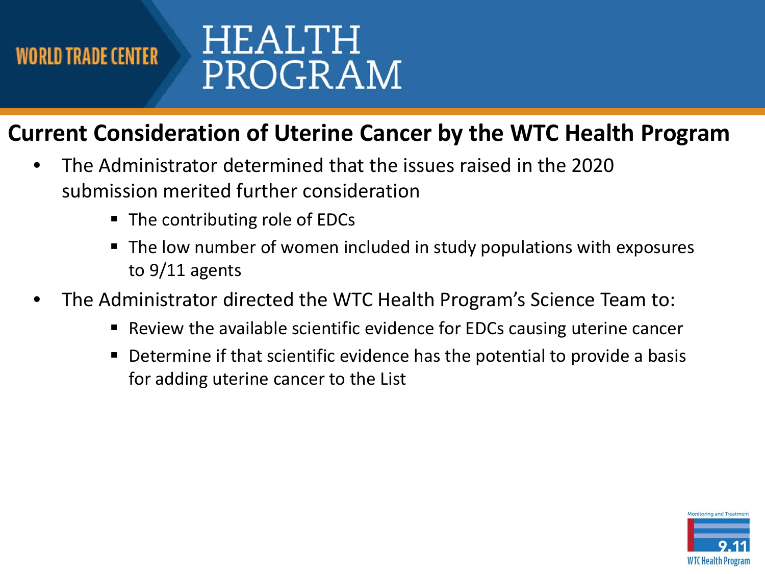## Current Consideration of Uterine Cancer by the WTC Health Program

- The Administrator determined that the issues raised in the 2020 submission merited further consideration
  - The contributing role of EDCs
  - The low number of women included in study populations with exposures to 9/11 agents
- The Administrator directed the WTC Health Program's Science Team to:
  - Review the available scientific evidence for EDCs causing uterine cancer
  - Determine if that scientific evidence has the potential to provide a basis for adding uterine cancer to the List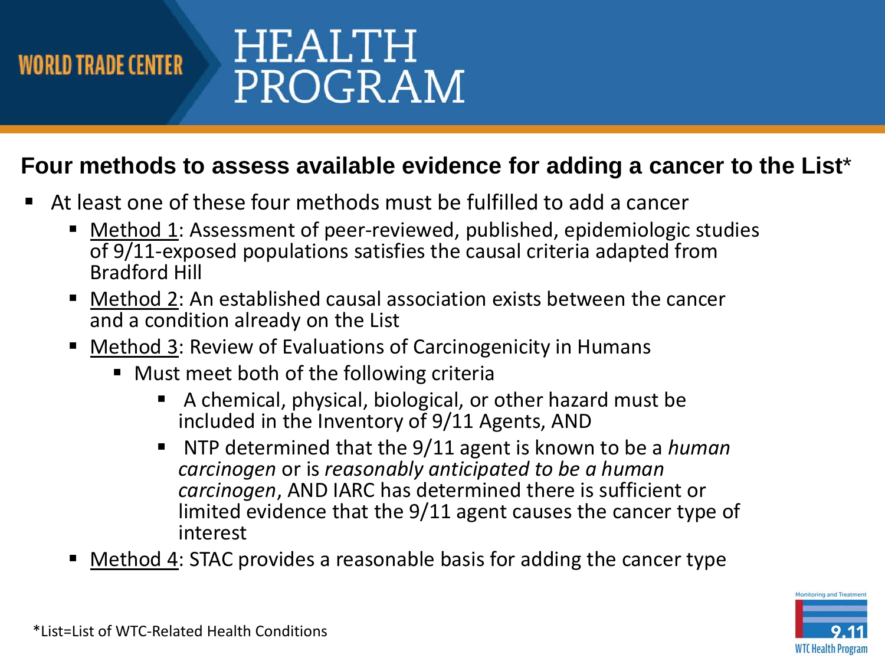## Four methods to assess available evidence for adding a cancer to the List*

- At least one of these four methods must be fulfilled to add a cancer
  - Method 1: Assessment of peer-reviewed, published, epidemiologic studies of 9/11-exposed populations satisfies the causal criteria adapted from Bradford Hill
  - Method 2: An established causal association exists between the cancer and a condition already on the List
  - Method 3: Review of Evaluations of Carcinogenicity in Humans
    - Must meet both of the following criteria
      - A chemical, physical, biological, or other hazard must be included in the Inventory of 9/11 Agents, AND
      - NTP determined that the 9/11 agent is known to be a *human carcinogen* or is *reasonably anticipated to be a human carcinogen*, AND IARC has determined there is sufficient or limited evidence that the 9/11 agent causes the cancer type of interest
  - Method 4: STAC provides a reasonable basis for adding the cancer type

*List=List of WTC-Related Health Conditions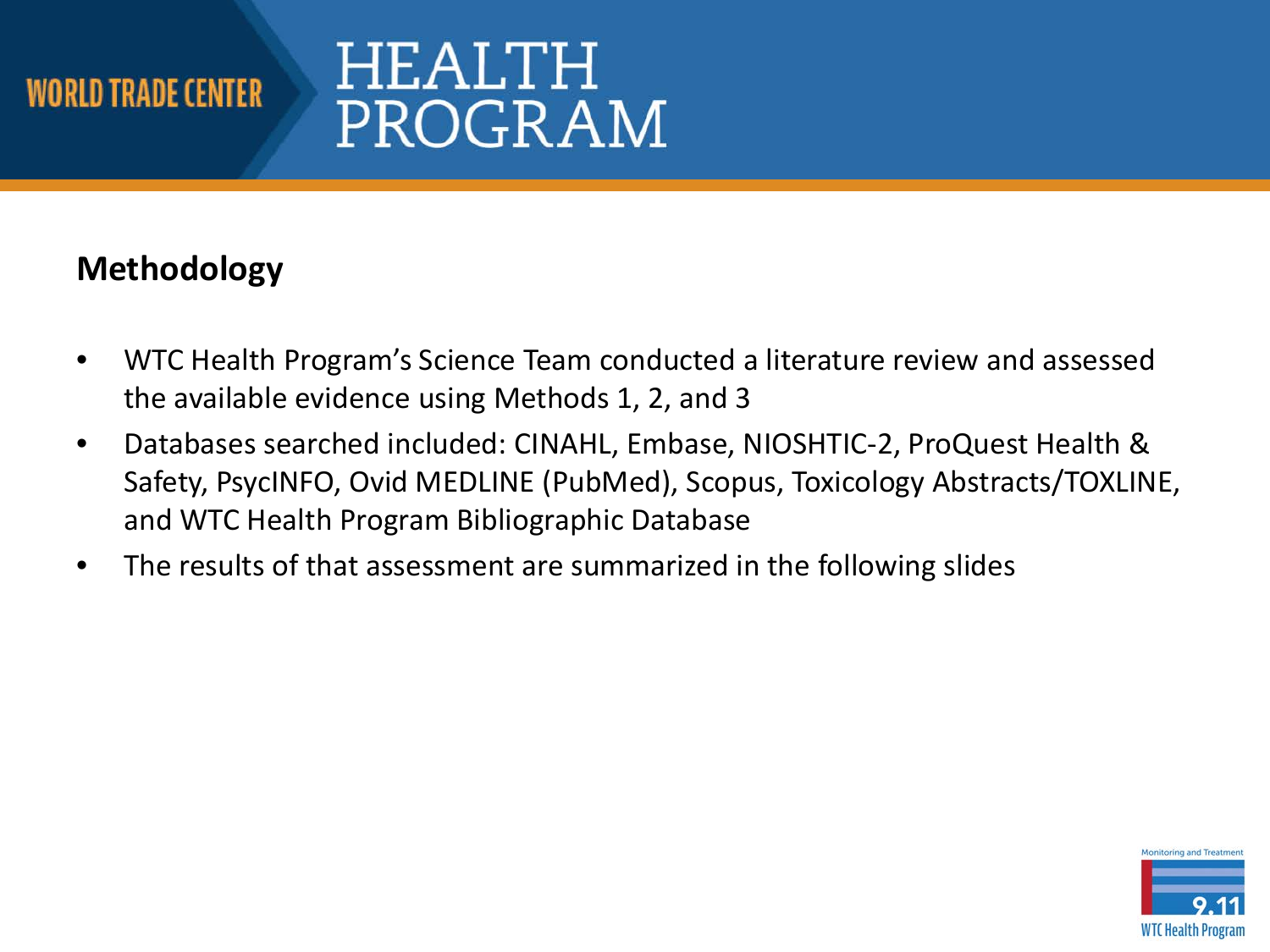## Methodology

- WTC Health Program's Science Team conducted a literature review and assessed the available evidence using Methods 1, 2, and 3
- Databases searched included: CINAHL, Embase, NIOSHTIC-2, ProQuest Health & Safety, PsycINFO, Ovid MEDLINE (PubMed), Scopus, Toxicology Abstracts/TOXLINE, and WTC Health Program Bibliographic Database
- The results of that assessment are summarized in the following slides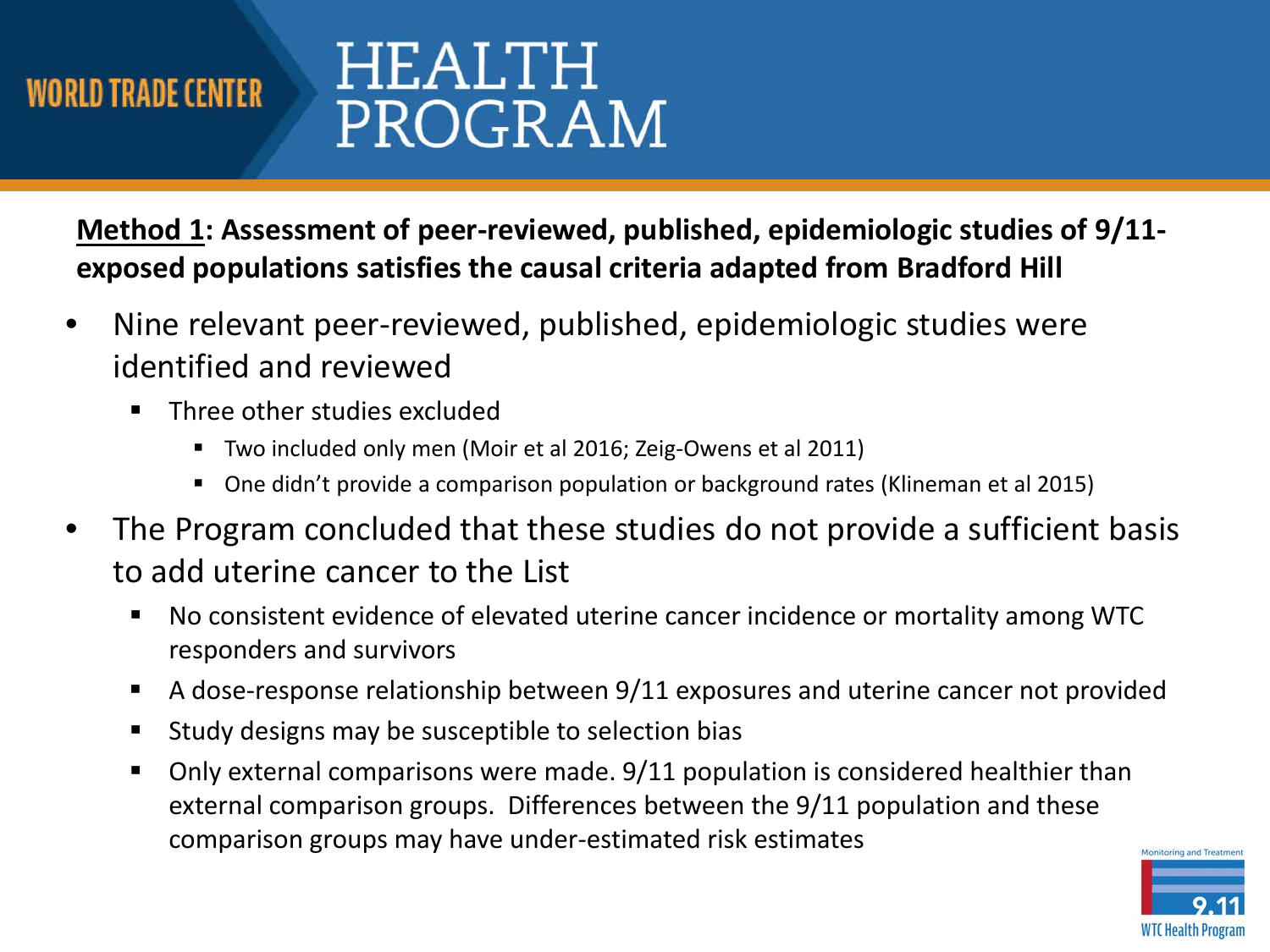**<u>Method 1</u>: Assessment of peer-reviewed, published, epidemiologic studies of 9/11-exposed populations satisfies the causal criteria adapted from Bradford Hill**

- Nine relevant peer-reviewed, published, epidemiologic studies were identified and reviewed
  - Three other studies excluded
    - Two included only men (Moir et al 2016; Zeig-Owens et al 2011)
    - One didn't provide a comparison population or background rates (Klineman et al 2015)
- The Program concluded that these studies do not provide a sufficient basis to add uterine cancer to the List
  - No consistent evidence of elevated uterine cancer incidence or mortality among WTC responders and survivors
  - A dose-response relationship between 9/11 exposures and uterine cancer not provided
  - Study designs may be susceptible to selection bias
  - Only external comparisons were made. 9/11 population is considered healthier than external comparison groups. Differences between the 9/11 population and these comparison groups may have under-estimated risk estimates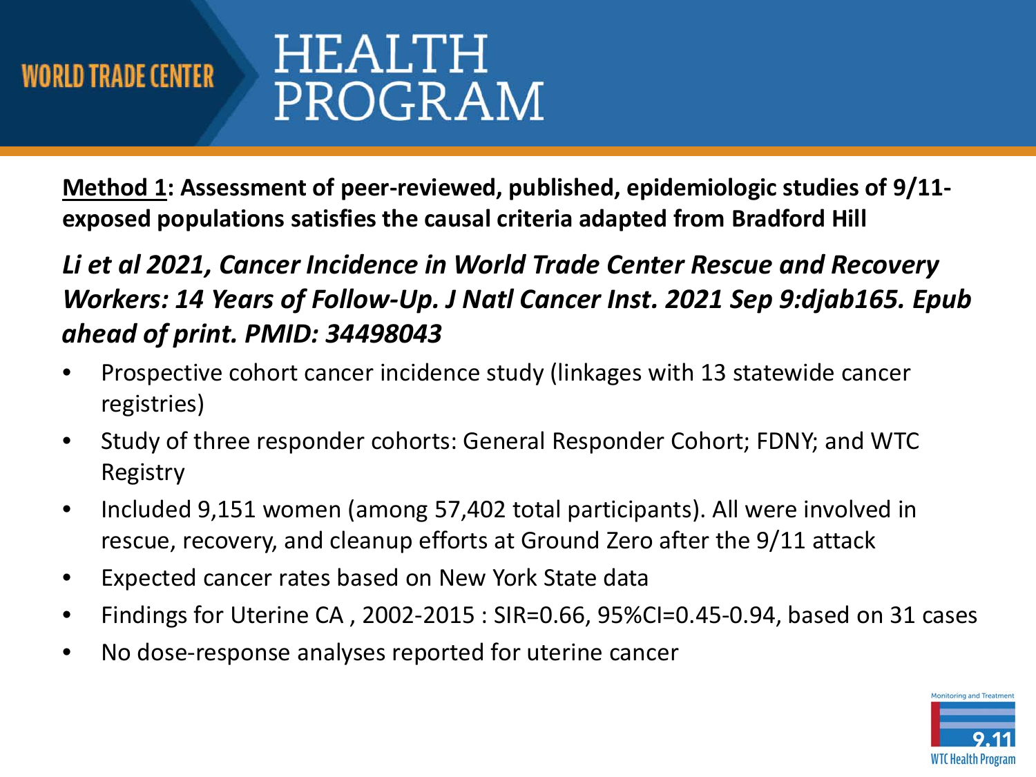**<u>Method 1</u>: Assessment of peer-reviewed, published, epidemiologic studies of 9/11-exposed populations satisfies the causal criteria adapted from Bradford Hill**

***Li et al 2021, Cancer Incidence in World Trade Center Rescue and Recovery Workers: 14 Years of Follow-Up. J Natl Cancer Inst. 2021 Sep 9:djab165. Epub ahead of print. PMID: 34498043***

- Prospective cohort cancer incidence study (linkages with 13 statewide cancer registries)
- Study of three responder cohorts: General Responder Cohort; FDNY; and WTC Registry
- Included 9,151 women (among 57,402 total participants). All were involved in rescue, recovery, and cleanup efforts at Ground Zero after the 9/11 attack
- Expected cancer rates based on New York State data
- Findings for Uterine CA , 2002-2015 : SIR=0.66, 95%CI=0.45-0.94, based on 31 cases
- No dose-response analyses reported for uterine cancer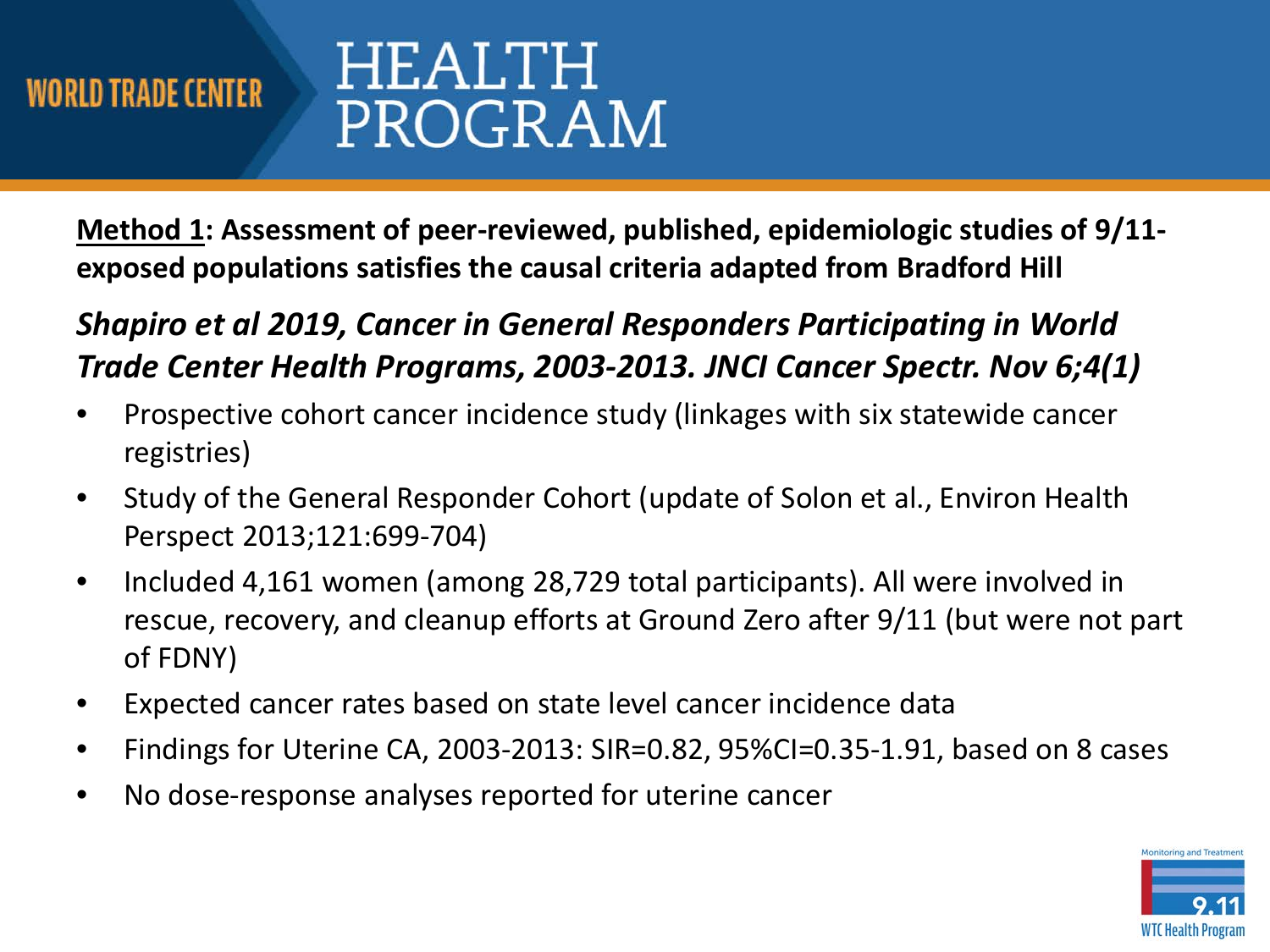**<u>Method 1</u>: Assessment of peer-reviewed, published, epidemiologic studies of 9/11-exposed populations satisfies the causal criteria adapted from Bradford Hill**

***Shapiro et al 2019, Cancer in General Responders Participating in World Trade Center Health Programs, 2003-2013. JNCI Cancer Spectr. Nov 6;4(1)***

- Prospective cohort cancer incidence study (linkages with six statewide cancer registries)
- Study of the General Responder Cohort (update of Solon et al., Environ Health Perspect 2013;121:699-704)
- Included 4,161 women (among 28,729 total participants). All were involved in rescue, recovery, and cleanup efforts at Ground Zero after 9/11 (but were not part of FDNY)
- Expected cancer rates based on state level cancer incidence data
- Findings for Uterine CA, 2003-2013: SIR=0.82, 95%CI=0.35-1.91, based on 8 cases
- No dose-response analyses reported for uterine cancer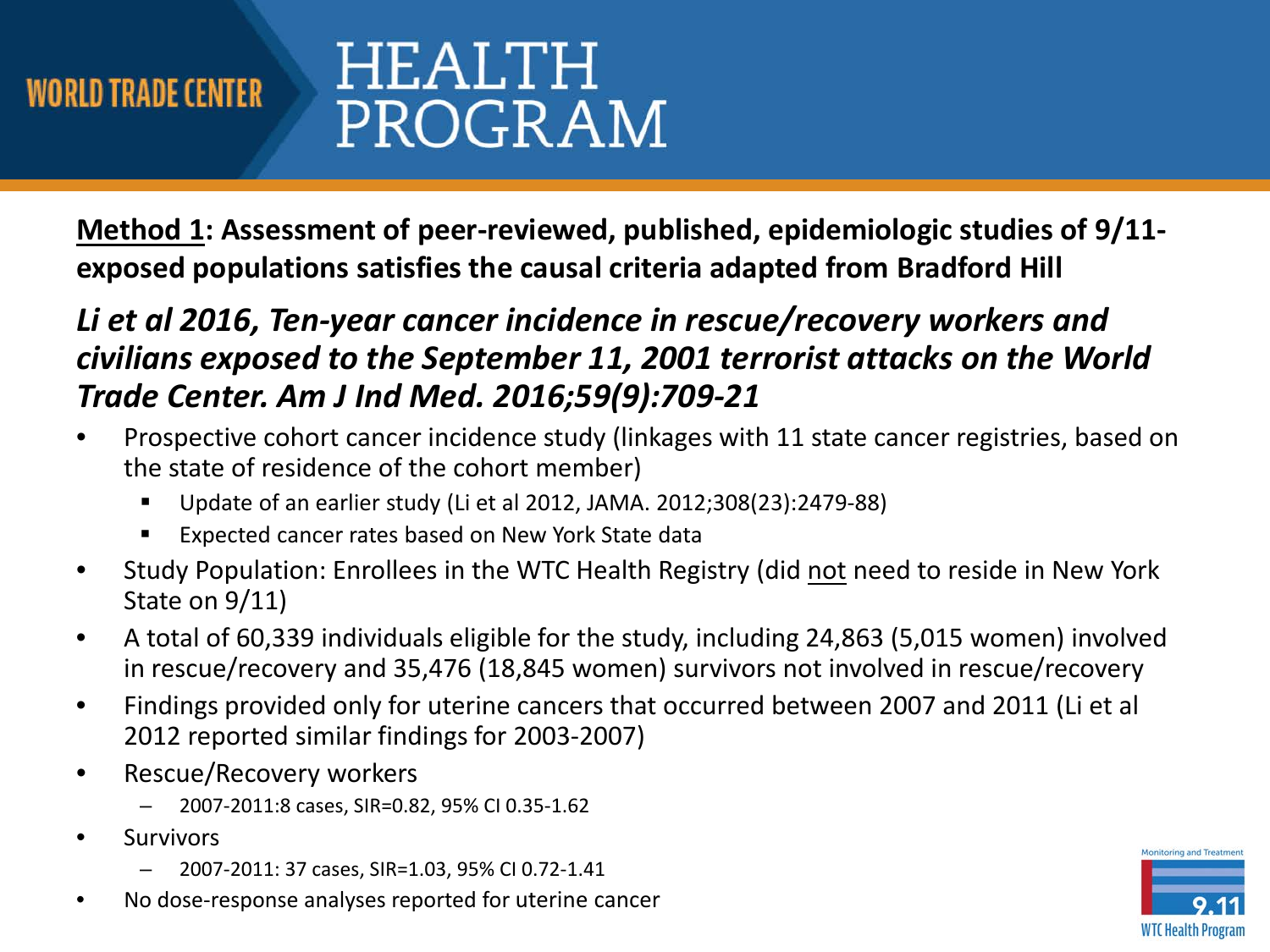**<u>Method 1</u>: Assessment of peer-reviewed, published, epidemiologic studies of 9/11-exposed populations satisfies the causal criteria adapted from Bradford Hill**

***Li et al 2016, Ten-year cancer incidence in rescue/recovery workers and civilians exposed to the September 11, 2001 terrorist attacks on the World Trade Center. Am J Ind Med. 2016;59(9):709-21***

- Prospective cohort cancer incidence study (linkages with 11 state cancer registries, based on the state of residence of the cohort member)
  - Update of an earlier study (Li et al 2012, JAMA. 2012;308(23):2479-88)
  - Expected cancer rates based on New York State data
- Study Population: Enrollees in the WTC Health Registry (did <u>not</u> need to reside in New York State on 9/11)
- A total of 60,339 individuals eligible for the study, including 24,863 (5,015 women) involved in rescue/recovery and 35,476 (18,845 women) survivors not involved in rescue/recovery
- Findings provided only for uterine cancers that occurred between 2007 and 2011 (Li et al 2012 reported similar findings for 2003-2007)
- Rescue/Recovery workers
  - 2007-2011:8 cases, SIR=0.82, 95% CI 0.35-1.62
- Survivors
  - 2007-2011: 37 cases, SIR=1.03, 95% CI 0.72-1.41
- No dose-response analyses reported for uterine cancer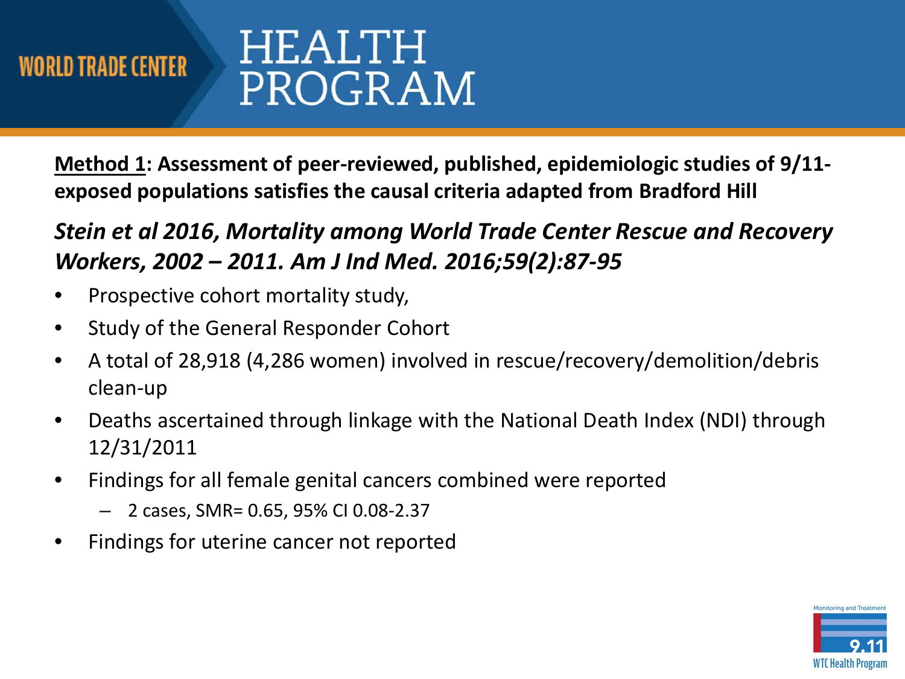**<u>Method 1</u>: Assessment of peer-reviewed, published, epidemiologic studies of 9/11-exposed populations satisfies the causal criteria adapted from Bradford Hill**

***Stein et al 2016, Mortality among World Trade Center Rescue and Recovery Workers, 2002 – 2011. Am J Ind Med. 2016;59(2):87-95***

- Prospective cohort mortality study,
- Study of the General Responder Cohort
- A total of 28,918 (4,286 women) involved in rescue/recovery/demolition/debris clean-up
- Deaths ascertained through linkage with the National Death Index (NDI) through 12/31/2011
- Findings for all female genital cancers combined were reported
  - 2 cases, SMR= 0.65, 95% CI 0.08-2.37
- Findings for uterine cancer not reported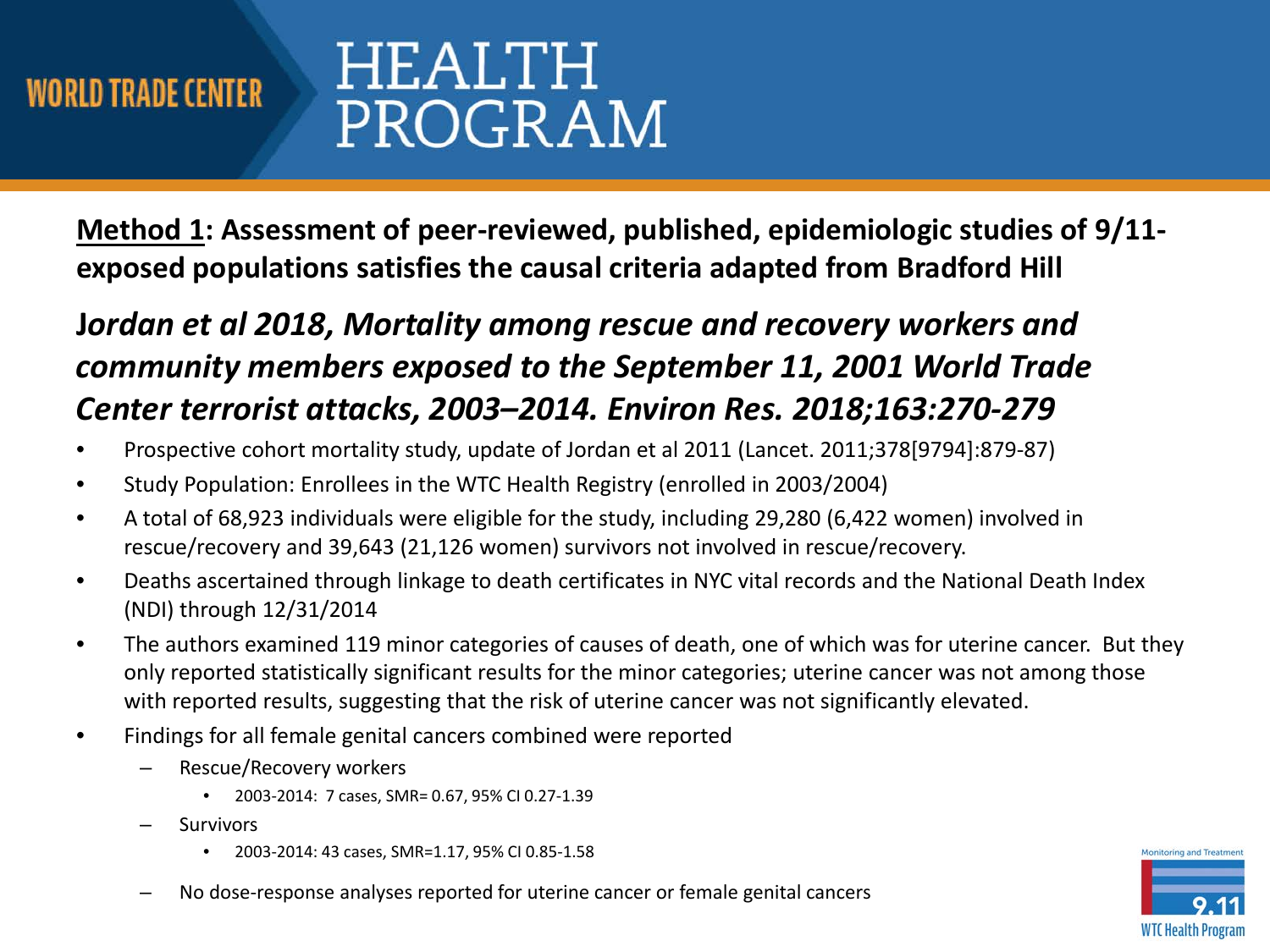**<u>Method 1</u>: Assessment of peer-reviewed, published, epidemiologic studies of 9/11-exposed populations satisfies the causal criteria adapted from Bradford Hill**

## *Jordan et al 2018, Mortality among rescue and recovery workers and community members exposed to the September 11, 2001 World Trade Center terrorist attacks, 2003–2014. Environ Res. 2018;163:270-279*

- Prospective cohort mortality study, update of Jordan et al 2011 (Lancet. 2011;378[9794]:879-87)
- Study Population: Enrollees in the WTC Health Registry (enrolled in 2003/2004)
- A total of 68,923 individuals were eligible for the study, including 29,280 (6,422 women) involved in rescue/recovery and 39,643 (21,126 women) survivors not involved in rescue/recovery.
- Deaths ascertained through linkage to death certificates in NYC vital records and the National Death Index (NDI) through 12/31/2014
- The authors examined 119 minor categories of causes of death, one of which was for uterine cancer. But they only reported statistically significant results for the minor categories; uterine cancer was not among those with reported results, suggesting that the risk of uterine cancer was not significantly elevated.
- Findings for all female genital cancers combined were reported
  - Rescue/Recovery workers
    - 2003-2014: 7 cases, SMR= 0.67, 95% CI 0.27-1.39
  - Survivors
    - 2003-2014: 43 cases, SMR=1.17, 95% CI 0.85-1.58
  - No dose-response analyses reported for uterine cancer or female genital cancers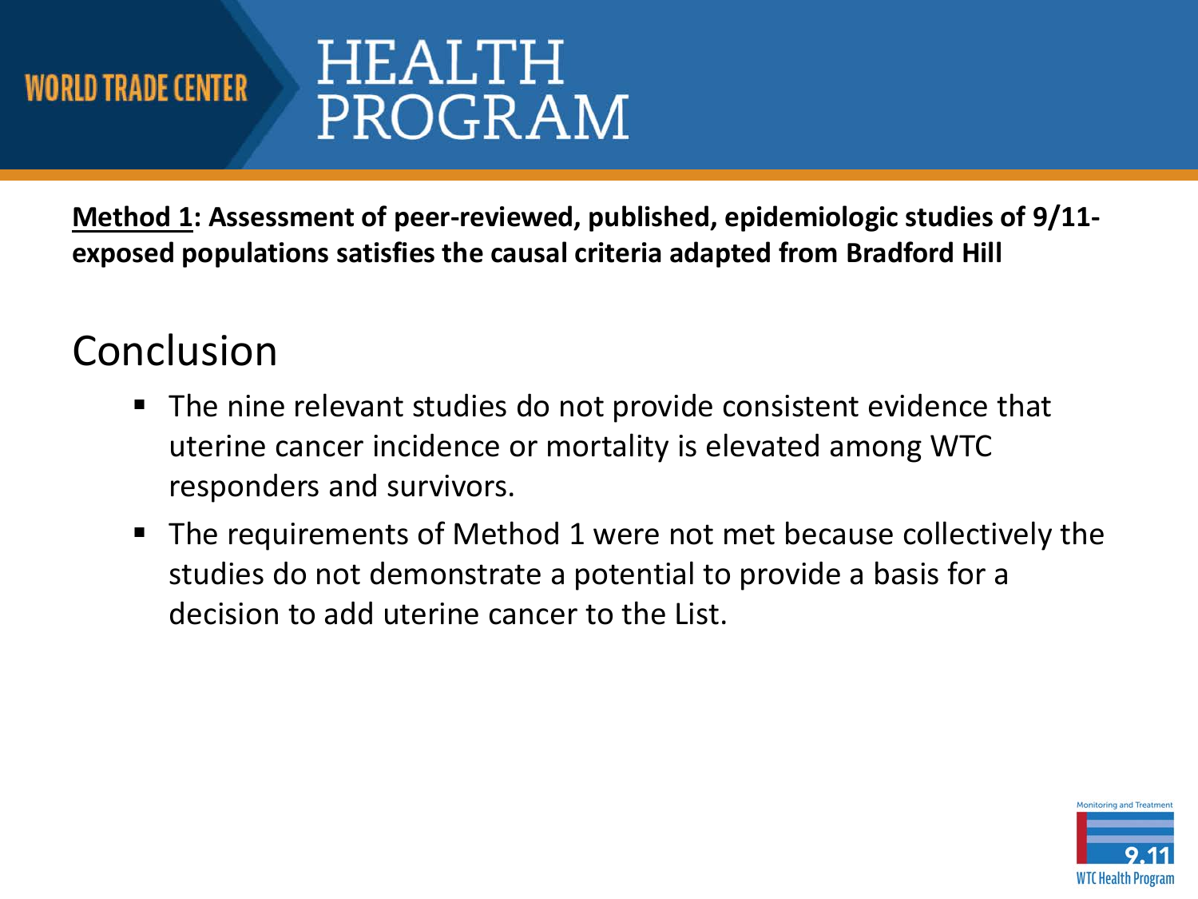**<u>Method 1</u>: Assessment of peer-reviewed, published, epidemiologic studies of 9/11-exposed populations satisfies the causal criteria adapted from Bradford Hill**

## Conclusion

- The nine relevant studies do not provide consistent evidence that uterine cancer incidence or mortality is elevated among WTC responders and survivors.
- The requirements of Method 1 were not met because collectively the studies do not demonstrate a potential to provide a basis for a decision to add uterine cancer to the List.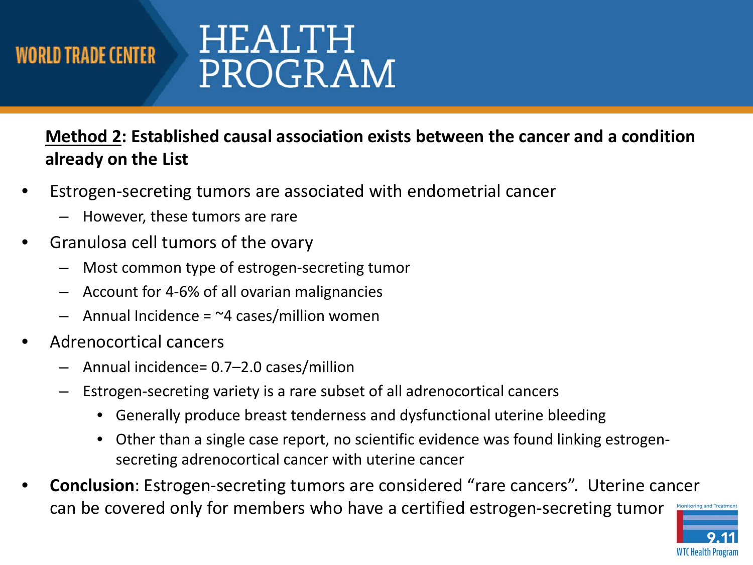**Method 2: Established causal association exists between the cancer and a condition already on the List**

- Estrogen-secreting tumors are associated with endometrial cancer
  - However, these tumors are rare
- Granulosa cell tumors of the ovary
  - Most common type of estrogen-secreting tumor
  - Account for 4-6% of all ovarian malignancies
  - Annual Incidence = ~4 cases/million women
- Adrenocortical cancers
  - Annual incidence= 0.7–2.0 cases/million
  - Estrogen-secreting variety is a rare subset of all adrenocortical cancers
    - Generally produce breast tenderness and dysfunctional uterine bleeding
    - Other than a single case report, no scientific evidence was found linking estrogen-secreting adrenocortical cancer with uterine cancer
- **Conclusion**: Estrogen-secreting tumors are considered "rare cancers". Uterine cancer can be covered only for members who have a certified estrogen-secreting tumor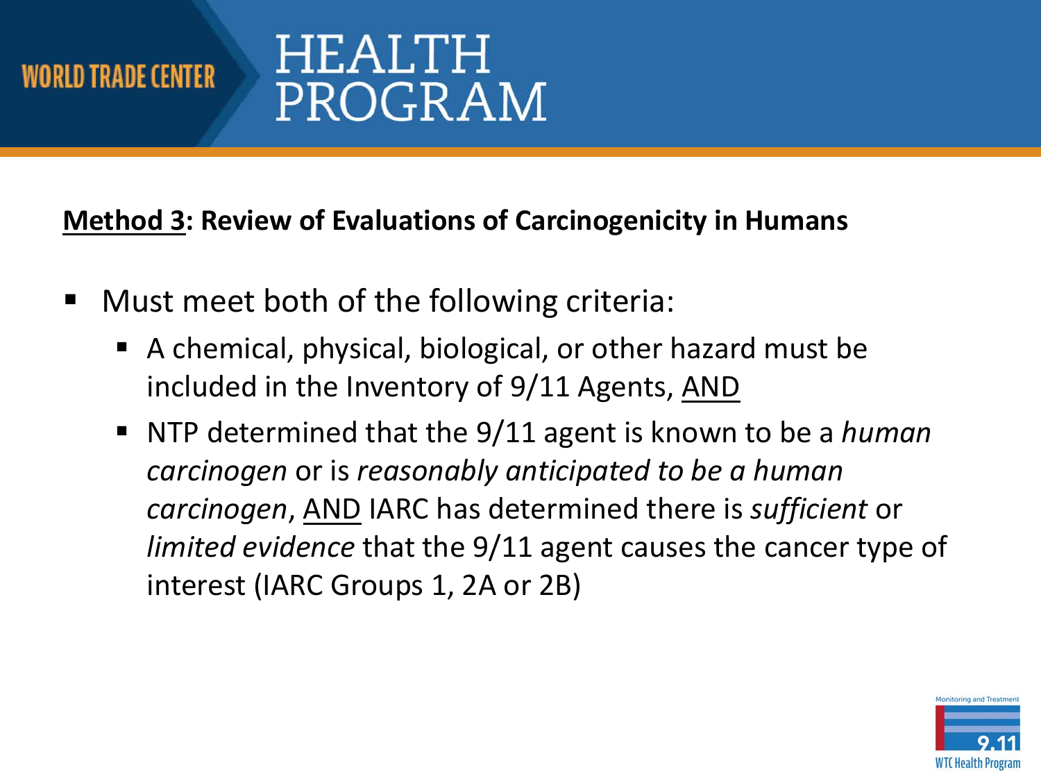**<u>Method 3</u>: Review of Evaluations of Carcinogenicity in Humans**

- Must meet both of the following criteria:
  - A chemical, physical, biological, or other hazard must be included in the Inventory of 9/11 Agents, <u>AND</u>
  - NTP determined that the 9/11 agent is known to be a *human carcinogen* or is *reasonably anticipated to be a human carcinogen*, <u>AND</u> IARC has determined there is *sufficient* or *limited evidence* that the 9/11 agent causes the cancer type of interest (IARC Groups 1, 2A or 2B)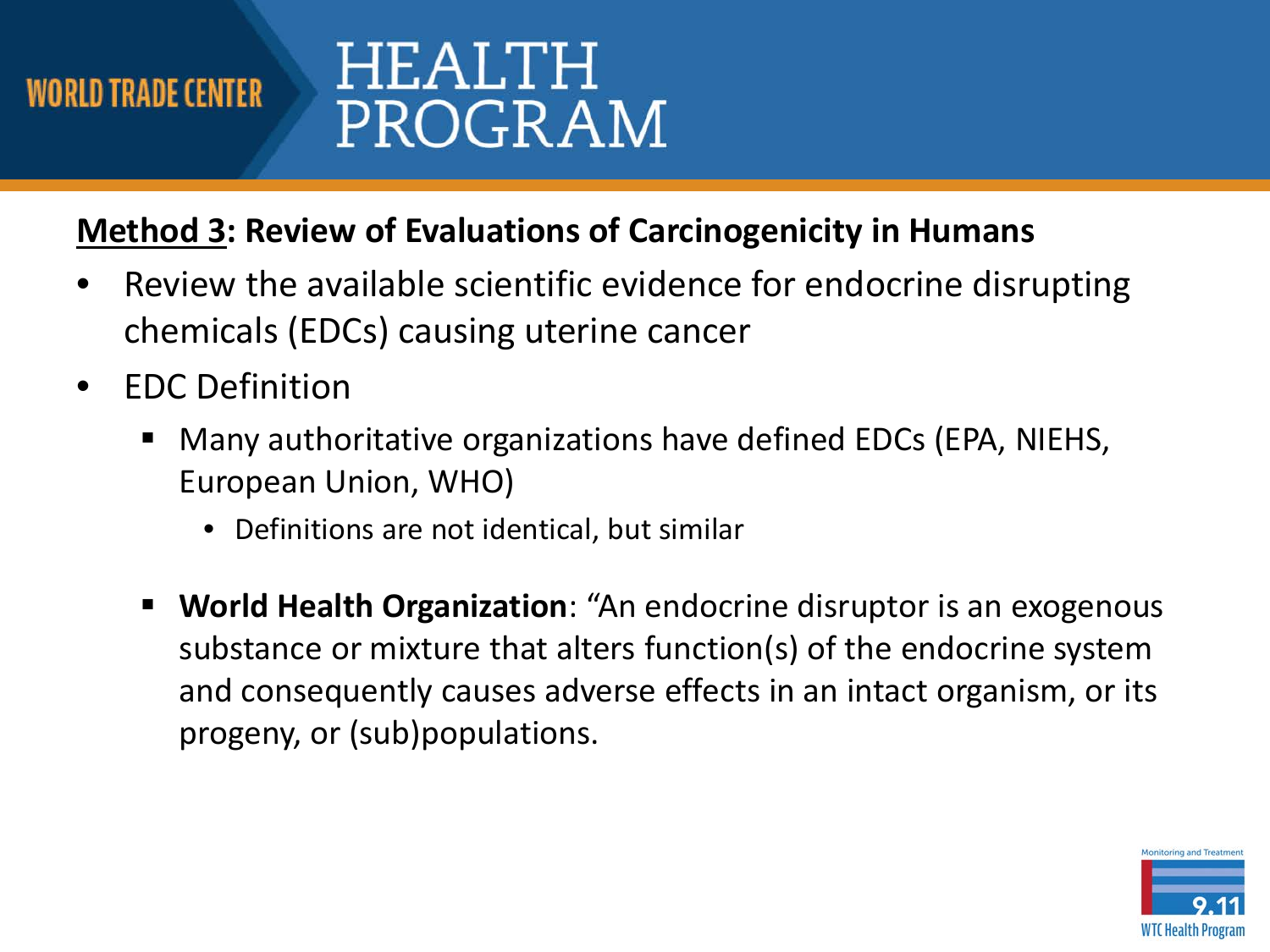## Method 3: Review of Evaluations of Carcinogenicity in Humans

- Review the available scientific evidence for endocrine disrupting chemicals (EDCs) causing uterine cancer
- EDC Definition
  - Many authoritative organizations have defined EDCs (EPA, NIEHS, European Union, WHO)
    - Definitions are not identical, but similar
  - **World Health Organization**: "An endocrine disruptor is an exogenous substance or mixture that alters function(s) of the endocrine system and consequently causes adverse effects in an intact organism, or its progeny, or (sub)populations.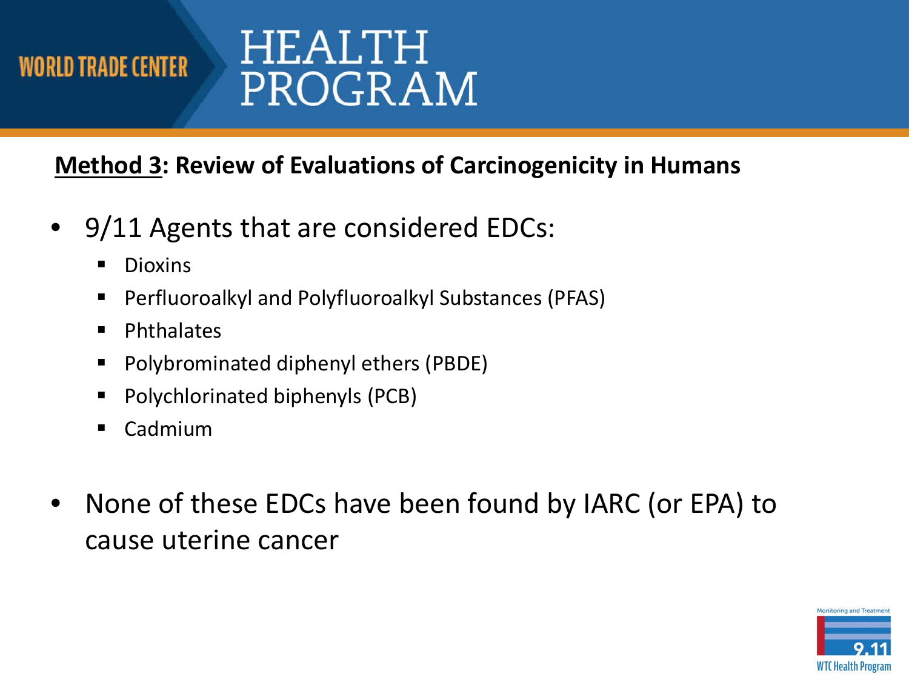## **<u>Method 3</u>: Review of Evaluations of Carcinogenicity in Humans**

- 9/11 Agents that are considered EDCs:
  - Dioxins
  - Perfluoroalkyl and Polyfluoroalkyl Substances (PFAS)
  - Phthalates
  - Polybrominated diphenyl ethers (PBDE)
  - Polychlorinated biphenyls (PCB)
  - Cadmium
- None of these EDCs have been found by IARC (or EPA) to cause uterine cancer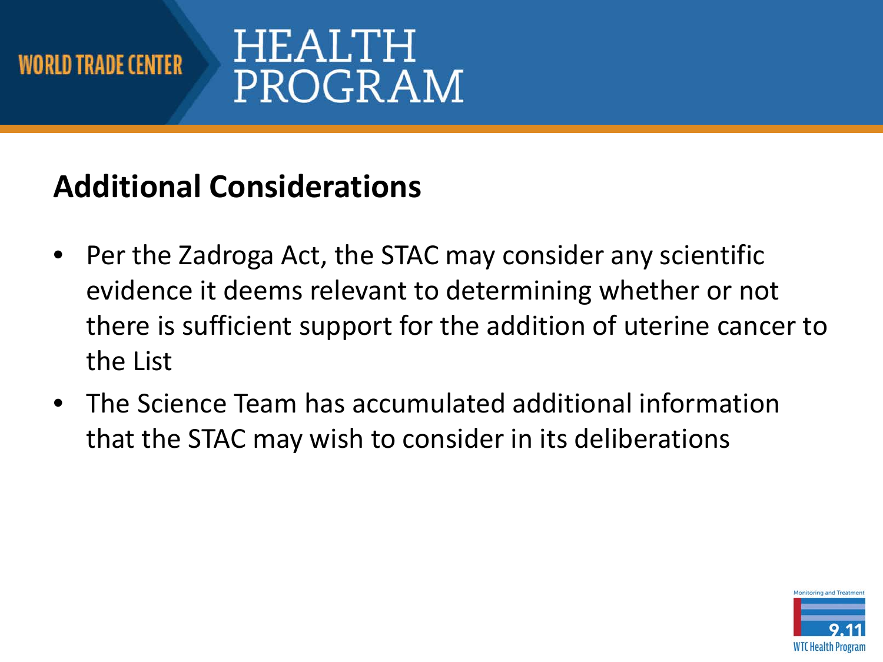## Additional Considerations

- Per the Zadroga Act, the STAC may consider any scientific evidence it deems relevant to determining whether or not there is sufficient support for the addition of uterine cancer to the List
- The Science Team has accumulated additional information that the STAC may wish to consider in its deliberations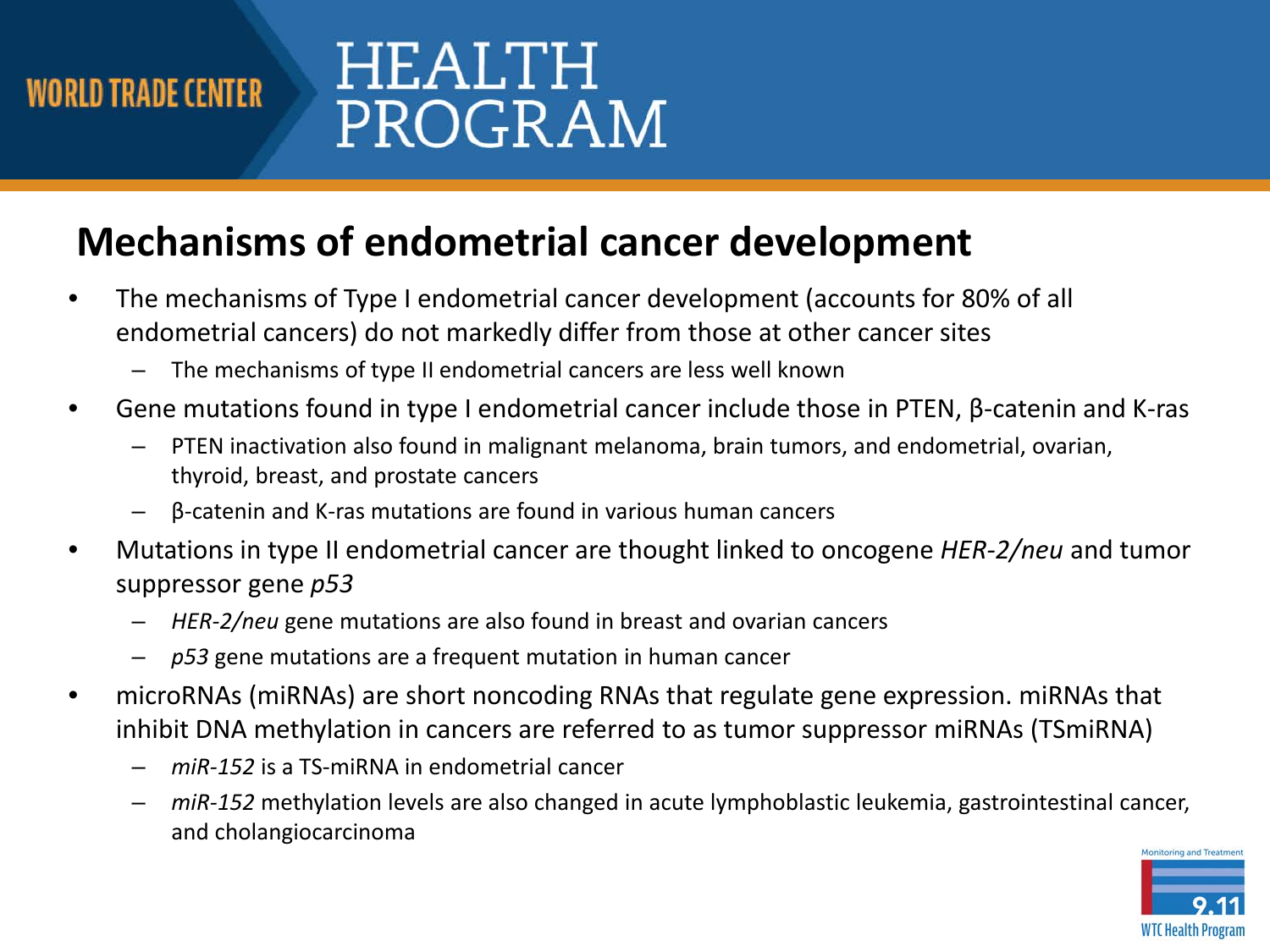## Mechanisms of endometrial cancer development

- The mechanisms of Type I endometrial cancer development (accounts for 80% of all endometrial cancers) do not markedly differ from those at other cancer sites
  - The mechanisms of type II endometrial cancers are less well known
- Gene mutations found in type I endometrial cancer include those in PTEN, β-catenin and K-ras
  - PTEN inactivation also found in malignant melanoma, brain tumors, and endometrial, ovarian, thyroid, breast, and prostate cancers
  - β-catenin and K-ras mutations are found in various human cancers
- Mutations in type II endometrial cancer are thought linked to oncogene *HER-2/neu* and tumor suppressor gene *p53*
  - *HER-2/neu* gene mutations are also found in breast and ovarian cancers
  - *p53* gene mutations are a frequent mutation in human cancer
- microRNAs (miRNAs) are short noncoding RNAs that regulate gene expression. miRNAs that inhibit DNA methylation in cancers are referred to as tumor suppressor miRNAs (TSmiRNA)
  - *miR-152* is a TS-miRNA in endometrial cancer
  - *miR-152* methylation levels are also changed in acute lymphoblastic leukemia, gastrointestinal cancer, and cholangiocarcinoma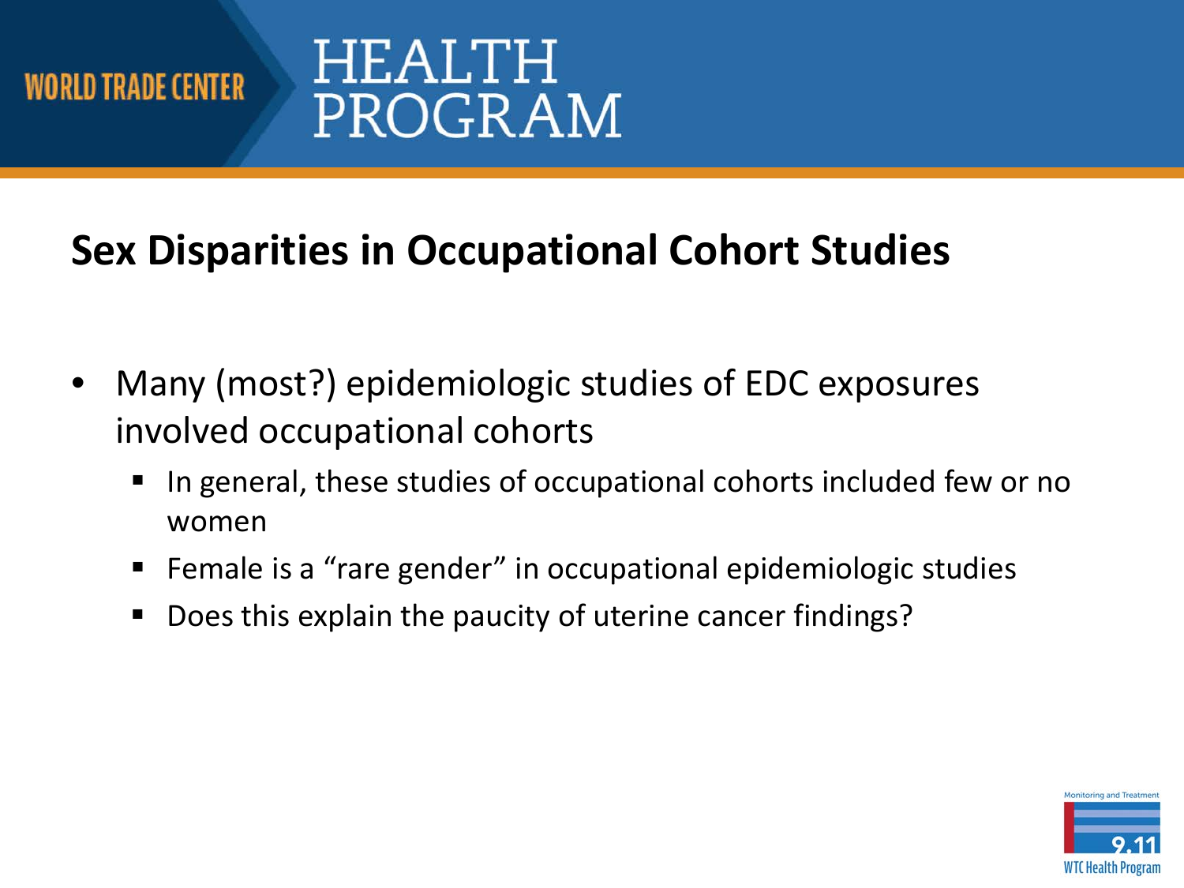## Sex Disparities in Occupational Cohort Studies

- Many (most?) epidemiologic studies of EDC exposures involved occupational cohorts
  - In general, these studies of occupational cohorts included few or no women
  - Female is a "rare gender" in occupational epidemiologic studies
  - Does this explain the paucity of uterine cancer findings?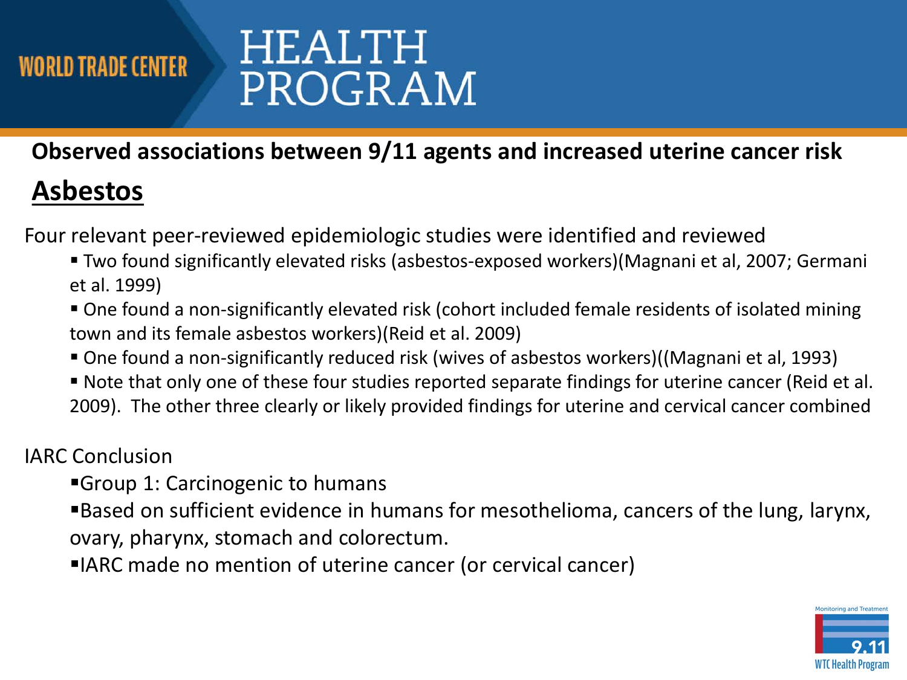## Observed associations between 9/11 agents and increased uterine cancer risk

## Asbestos

Four relevant peer-reviewed epidemiologic studies were identified and reviewed

- Two found significantly elevated risks (asbestos-exposed workers)(Magnani et al, 2007; Germani et al. 1999)
- One found a non-significantly elevated risk (cohort included female residents of isolated mining town and its female asbestos workers)(Reid et al. 2009)
- One found a non-significantly reduced risk (wives of asbestos workers)((Magnani et al, 1993)
- Note that only one of these four studies reported separate findings for uterine cancer (Reid et al. 2009). The other three clearly or likely provided findings for uterine and cervical cancer combined

IARC Conclusion

- Group 1: Carcinogenic to humans
- Based on sufficient evidence in humans for mesothelioma, cancers of the lung, larynx, ovary, pharynx, stomach and colorectum.
- IARC made no mention of uterine cancer (or cervical cancer)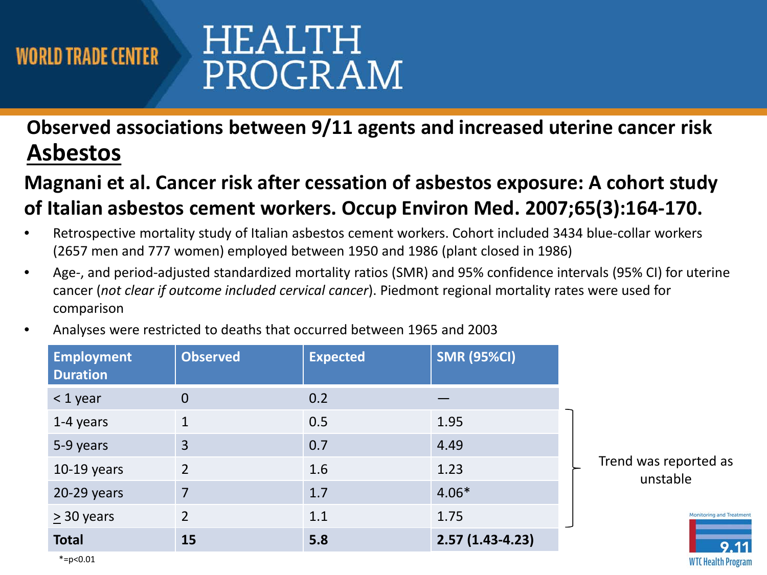## Observed associations between 9/11 agents and increased uterine cancer risk

### Asbestos

### Magnani et al. Cancer risk after cessation of asbestos exposure: A cohort study of Italian asbestos cement workers. Occup Environ Med. 2007;65(3):164-170.

- Retrospective mortality study of Italian asbestos cement workers. Cohort included 3434 blue-collar workers (2657 men and 777 women) employed between 1950 and 1986 (plant closed in 1986)
- Age-, and period-adjusted standardized mortality ratios (SMR) and 95% confidence intervals (95% CI) for uterine cancer (*not clear if outcome included cervical cancer*). Piedmont regional mortality rates were used for comparison
- Analyses were restricted to deaths that occurred between 1965 and 2003

| Employment Duration | Observed | Expected | SMR (95%CI) |
|---|---|---|---|
| < 1 year | 0 | 0.2 | — |
| 1-4 years | 1 | 0.5 | 1.95 |
| 5-9 years | 3 | 0.7 | 4.49 |
| 10-19 years | 2 | 1.6 | 1.23 |
| 20-29 years | 7 | 1.7 | 4.06* |
| ≥ 30 years | 2 | 1.1 | 1.75 |
| **Total** | **15** | **5.8** | **2.57 (1.43-4.23)** |

Trend was reported as unstable (1-4 years through ≥ 30 years)

*=$p<0.01$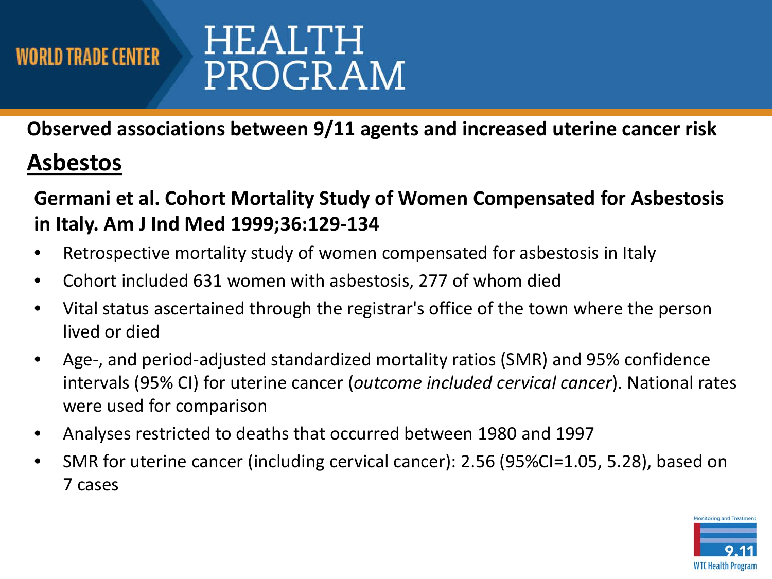**Observed associations between 9/11 agents and increased uterine cancer risk**

## Asbestos

**Germani et al. Cohort Mortality Study of Women Compensated for Asbestosis in Italy. Am J Ind Med 1999;36:129-134**

- Retrospective mortality study of women compensated for asbestosis in Italy
- Cohort included 631 women with asbestosis, 277 of whom died
- Vital status ascertained through the registrar's office of the town where the person lived or died
- Age-, and period-adjusted standardized mortality ratios (SMR) and 95% confidence intervals (95% CI) for uterine cancer (*outcome included cervical cancer*). National rates were used for comparison
- Analyses restricted to deaths that occurred between 1980 and 1997
- SMR for uterine cancer (including cervical cancer): 2.56 (95%CI=1.05, 5.28), based on 7 cases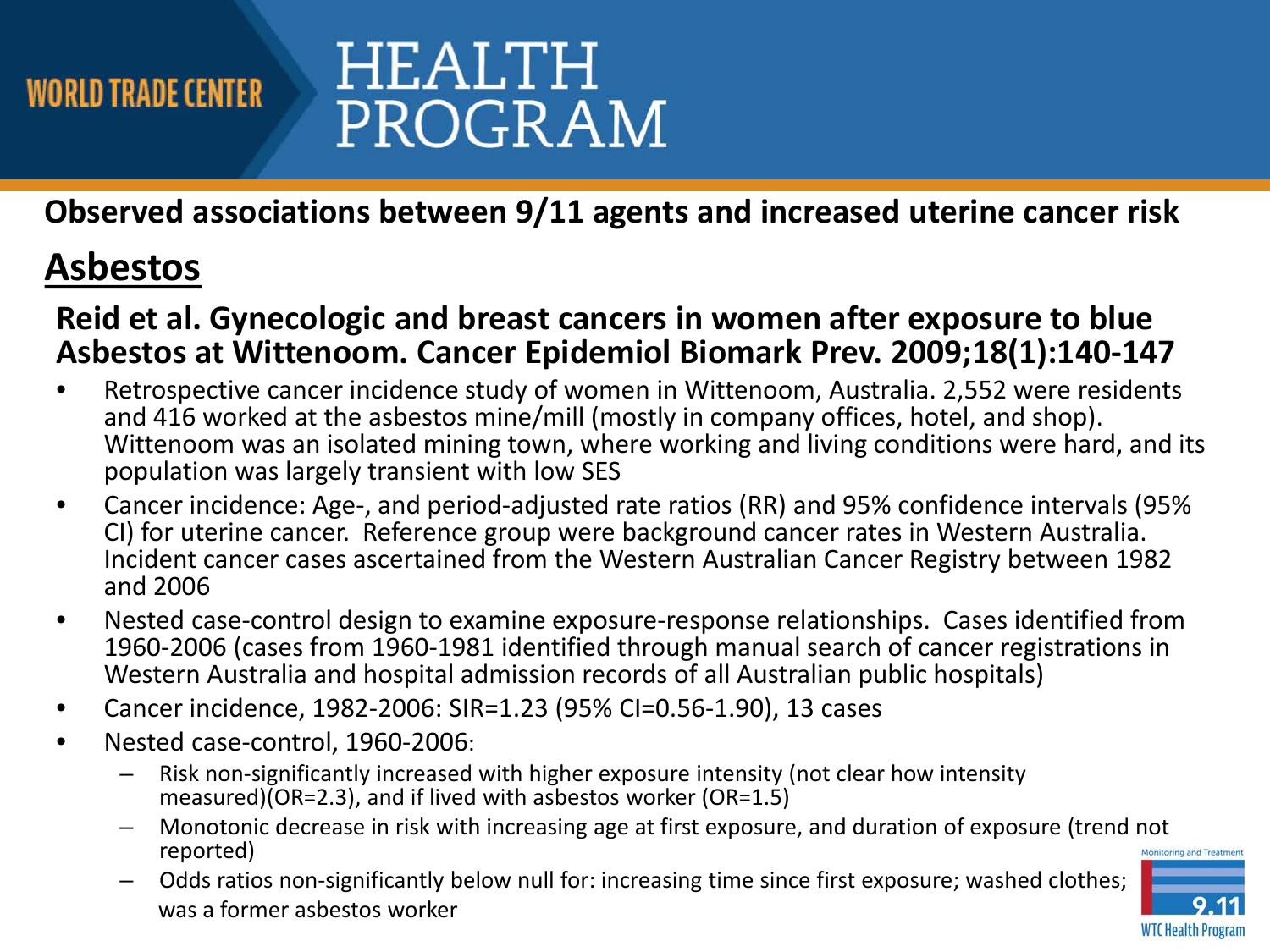## Observed associations between 9/11 agents and increased uterine cancer risk

## Asbestos

### Reid et al. Gynecologic and breast cancers in women after exposure to blue Asbestos at Wittenoom. Cancer Epidemiol Biomark Prev. 2009;18(1):140-147

- Retrospective cancer incidence study of women in Wittenoom, Australia. 2,552 were residents and 416 worked at the asbestos mine/mill (mostly in company offices, hotel, and shop). Wittenoom was an isolated mining town, where working and living conditions were hard, and its population was largely transient with low SES
- Cancer incidence: Age-, and period-adjusted rate ratios (RR) and 95% confidence intervals (95% CI) for uterine cancer. Reference group were background cancer rates in Western Australia. Incident cancer cases ascertained from the Western Australian Cancer Registry between 1982 and 2006
- Nested case-control design to examine exposure-response relationships. Cases identified from 1960-2006 (cases from 1960-1981 identified through manual search of cancer registrations in Western Australia and hospital admission records of all Australian public hospitals)
- Cancer incidence, 1982-2006: SIR=1.23 (95% CI=0.56-1.90), 13 cases
- Nested case-control, 1960-2006:
  - Risk non-significantly increased with higher exposure intensity (not clear how intensity measured)(OR=2.3), and if lived with asbestos worker (OR=1.5)
  - Monotonic decrease in risk with increasing age at first exposure, and duration of exposure (trend not reported)
  - Odds ratios non-significantly below null for: increasing time since first exposure; washed clothes; was a former asbestos worker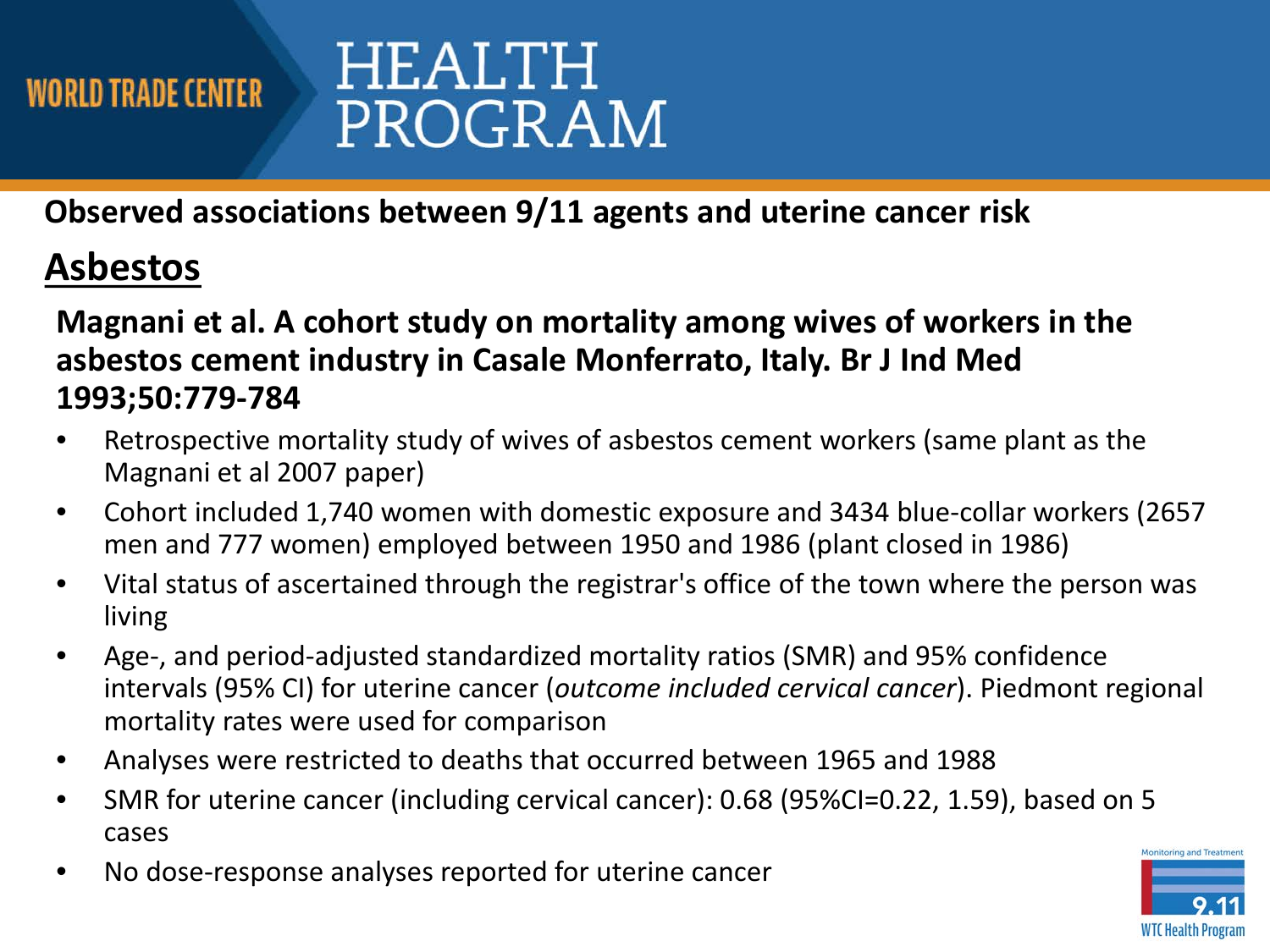## Observed associations between 9/11 agents and uterine cancer risk

### Asbestos

**Magnani et al. A cohort study on mortality among wives of workers in the asbestos cement industry in Casale Monferrato, Italy. Br J Ind Med 1993;50:779-784**

- Retrospective mortality study of wives of asbestos cement workers (same plant as the Magnani et al 2007 paper)
- Cohort included 1,740 women with domestic exposure and 3434 blue-collar workers (2657 men and 777 women) employed between 1950 and 1986 (plant closed in 1986)
- Vital status of ascertained through the registrar's office of the town where the person was living
- Age-, and period-adjusted standardized mortality ratios (SMR) and 95% confidence intervals (95% CI) for uterine cancer (*outcome included cervical cancer*). Piedmont regional mortality rates were used for comparison
- Analyses were restricted to deaths that occurred between 1965 and 1988
- SMR for uterine cancer (including cervical cancer): 0.68 (95%CI=0.22, 1.59), based on 5 cases
- No dose-response analyses reported for uterine cancer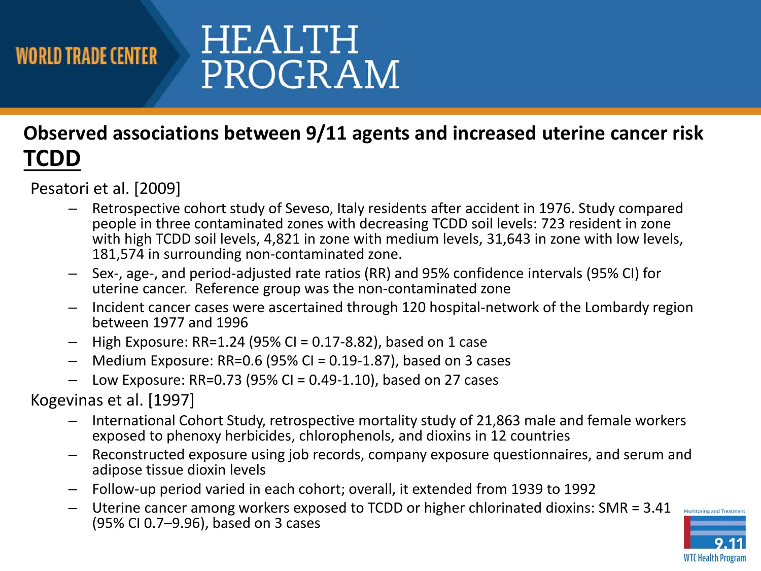## Observed associations between 9/11 agents and increased uterine cancer risk

## TCDD

Pesatori et al. [2009]

- Retrospective cohort study of Seveso, Italy residents after accident in 1976. Study compared people in three contaminated zones with decreasing TCDD soil levels: 723 resident in zone with high TCDD soil levels, 4,821 in zone with medium levels, 31,643 in zone with low levels, 181,574 in surrounding non-contaminated zone.
- Sex-, age-, and period-adjusted rate ratios (RR) and 95% confidence intervals (95% CI) for uterine cancer. Reference group was the non-contaminated zone
- Incident cancer cases were ascertained through 120 hospital-network of the Lombardy region between 1977 and 1996
- High Exposure: RR=1.24 (95% CI = 0.17-8.82), based on 1 case
- Medium Exposure: RR=0.6 (95% CI = 0.19-1.87), based on 3 cases
- Low Exposure: RR=0.73 (95% CI = 0.49-1.10), based on 27 cases

Kogevinas et al. [1997]

- International Cohort Study, retrospective mortality study of 21,863 male and female workers exposed to phenoxy herbicides, chlorophenols, and dioxins in 12 countries
- Reconstructed exposure using job records, company exposure questionnaires, and serum and adipose tissue dioxin levels
- Follow-up period varied in each cohort; overall, it extended from 1939 to 1992
- Uterine cancer among workers exposed to TCDD or higher chlorinated dioxins: SMR = 3.41 (95% CI 0.7–9.96), based on 3 cases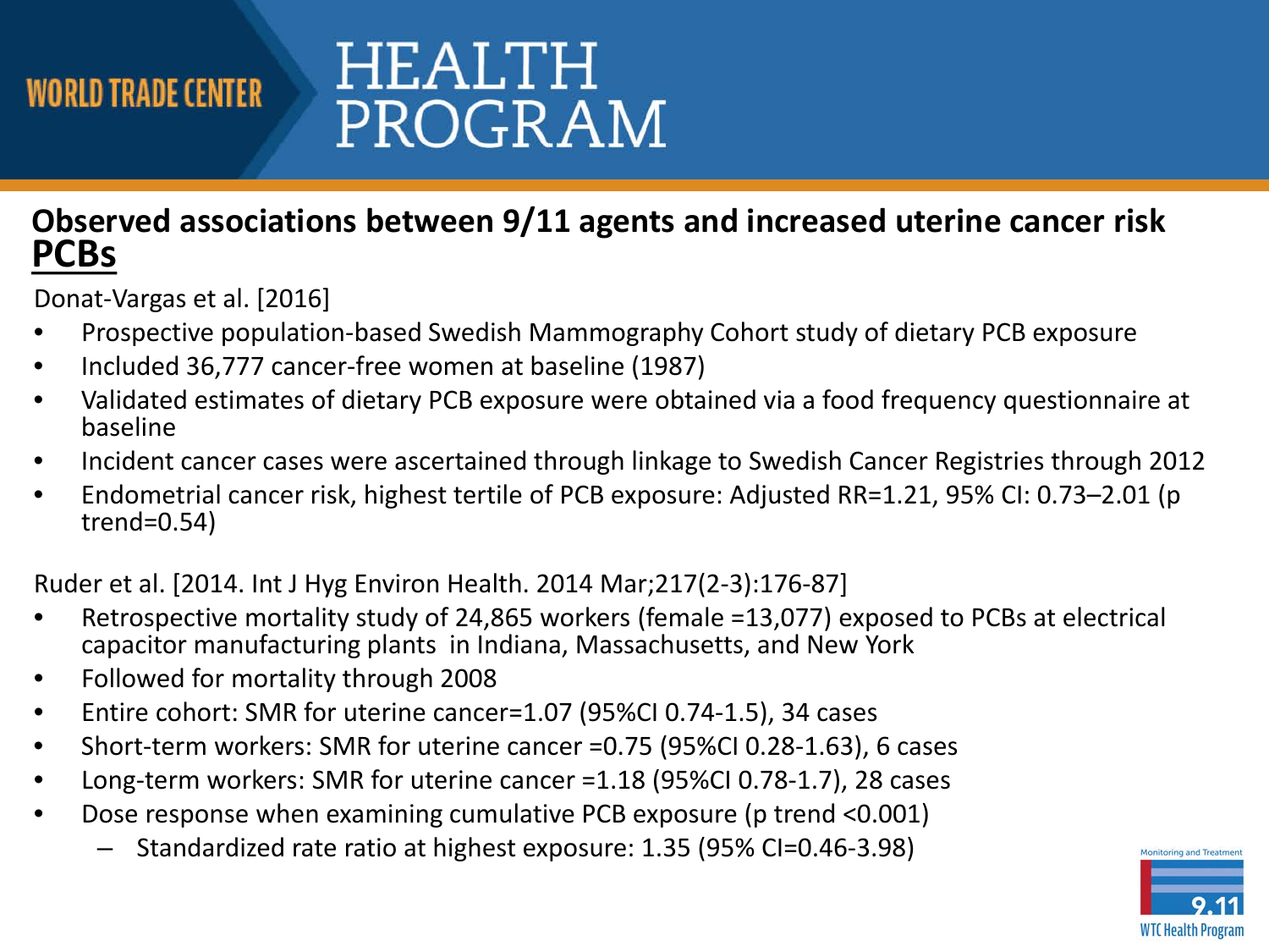## Observed associations between 9/11 agents and increased uterine cancer risk

### PCBs

Donat-Vargas et al. [2016]

- Prospective population-based Swedish Mammography Cohort study of dietary PCB exposure
- Included 36,777 cancer-free women at baseline (1987)
- Validated estimates of dietary PCB exposure were obtained via a food frequency questionnaire at baseline
- Incident cancer cases were ascertained through linkage to Swedish Cancer Registries through 2012
- Endometrial cancer risk, highest tertile of PCB exposure: Adjusted RR=1.21, 95% CI: 0.73–2.01 (p trend=0.54)

Ruder et al. [2014. Int J Hyg Environ Health. 2014 Mar;217(2-3):176-87]

- Retrospective mortality study of 24,865 workers (female =13,077) exposed to PCBs at electrical capacitor manufacturing plants in Indiana, Massachusetts, and New York
- Followed for mortality through 2008
- Entire cohort: SMR for uterine cancer=1.07 (95%CI 0.74-1.5), 34 cases
- Short-term workers: SMR for uterine cancer =0.75 (95%CI 0.28-1.63), 6 cases
- Long-term workers: SMR for uterine cancer =1.18 (95%CI 0.78-1.7), 28 cases
- Dose response when examining cumulative PCB exposure (p trend <0.001)
  - Standardized rate ratio at highest exposure: 1.35 (95% CI=0.46-3.98)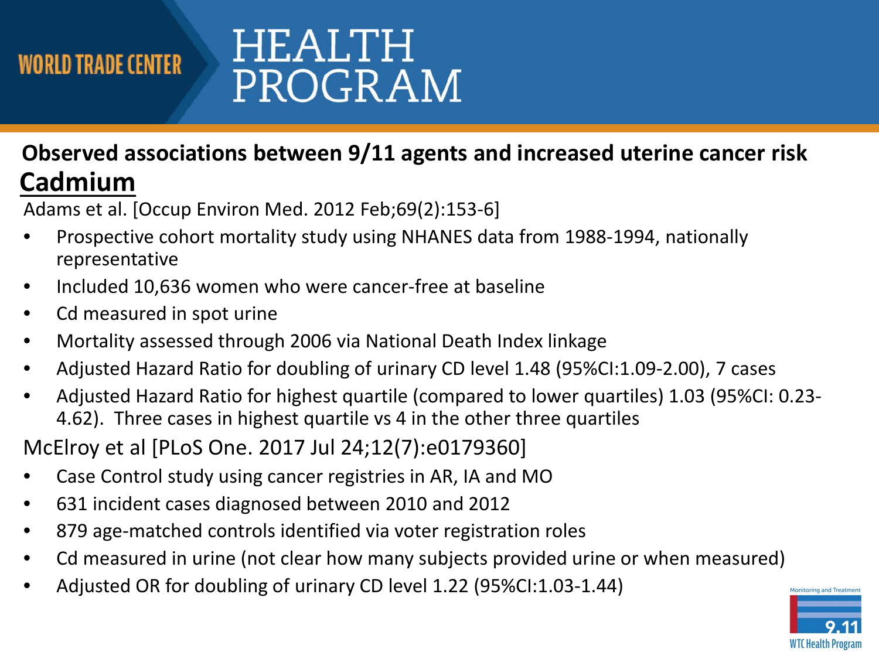## Observed associations between 9/11 agents and increased uterine cancer risk

### Cadmium

Adams et al. [Occup Environ Med. 2012 Feb;69(2):153-6]

- Prospective cohort mortality study using NHANES data from 1988-1994, nationally representative
- Included 10,636 women who were cancer-free at baseline
- Cd measured in spot urine
- Mortality assessed through 2006 via National Death Index linkage
- Adjusted Hazard Ratio for doubling of urinary CD level 1.48 (95%CI:1.09-2.00), 7 cases
- Adjusted Hazard Ratio for highest quartile (compared to lower quartiles) 1.03 (95%CI: 0.23-4.62). Three cases in highest quartile vs 4 in the other three quartiles

McElroy et al [PLoS One. 2017 Jul 24;12(7):e0179360]

- Case Control study using cancer registries in AR, IA and MO
- 631 incident cases diagnosed between 2010 and 2012
- 879 age-matched controls identified via voter registration roles
- Cd measured in urine (not clear how many subjects provided urine or when measured)
- Adjusted OR for doubling of urinary CD level 1.22 (95%CI:1.03-1.44)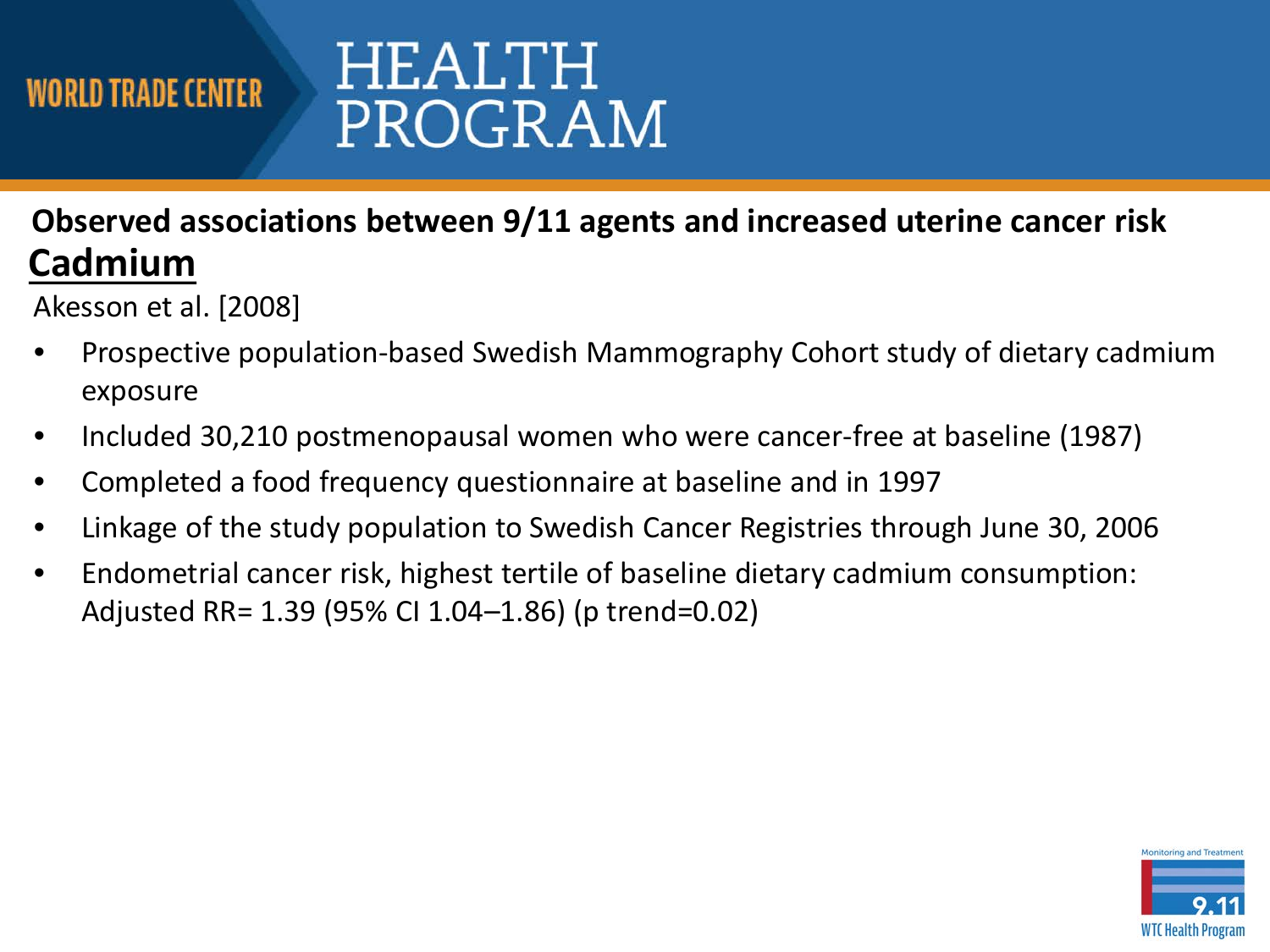## Observed associations between 9/11 agents and increased uterine cancer risk

### Cadmium

Akesson et al. [2008]

- Prospective population-based Swedish Mammography Cohort study of dietary cadmium exposure
- Included 30,210 postmenopausal women who were cancer-free at baseline (1987)
- Completed a food frequency questionnaire at baseline and in 1997
- Linkage of the study population to Swedish Cancer Registries through June 30, 2006
- Endometrial cancer risk, highest tertile of baseline dietary cadmium consumption: Adjusted RR= 1.39 (95% CI 1.04–1.86) (p trend=0.02)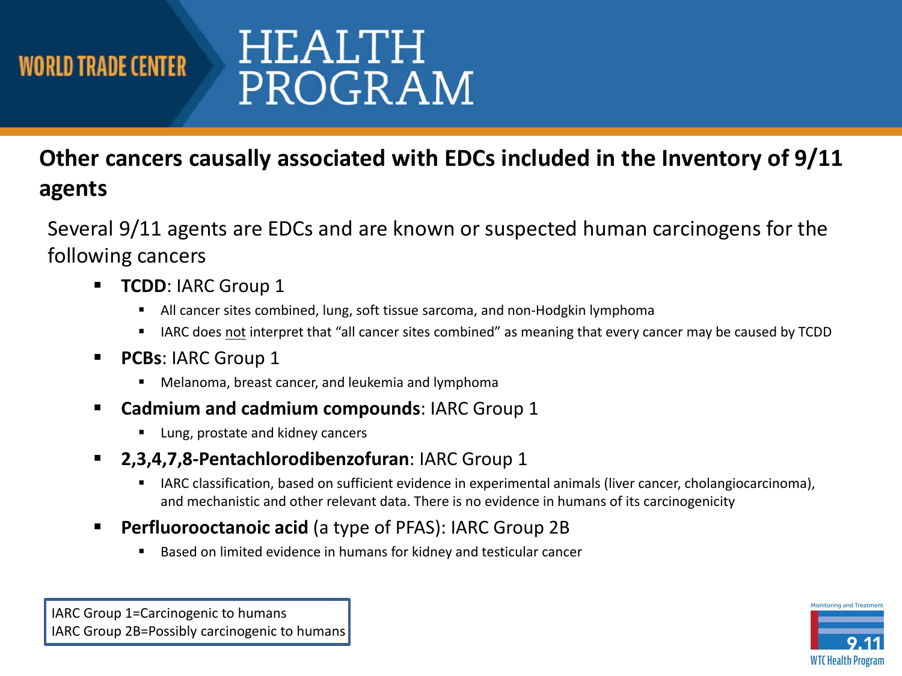## Other cancers causally associated with EDCs included in the Inventory of 9/11 agents

Several 9/11 agents are EDCs and are known or suspected human carcinogens for the following cancers

- **TCDD**: IARC Group 1
  - All cancer sites combined, lung, soft tissue sarcoma, and non-Hodgkin lymphoma
  - IARC does not interpret that "all cancer sites combined" as meaning that every cancer may be caused by TCDD
- **PCBs**: IARC Group 1
  - Melanoma, breast cancer, and leukemia and lymphoma
- **Cadmium and cadmium compounds**: IARC Group 1
  - Lung, prostate and kidney cancers
- **2,3,4,7,8-Pentachlorodibenzofuran**: IARC Group 1
  - IARC classification, based on sufficient evidence in experimental animals (liver cancer, cholangiocarcinoma), and mechanistic and other relevant data. There is no evidence in humans of its carcinogenicity
- **Perfluorooctanoic acid** (a type of PFAS): IARC Group 2B
  - Based on limited evidence in humans for kidney and testicular cancer

IARC Group 1=Carcinogenic to humans
IARC Group 2B=Possibly carcinogenic to humans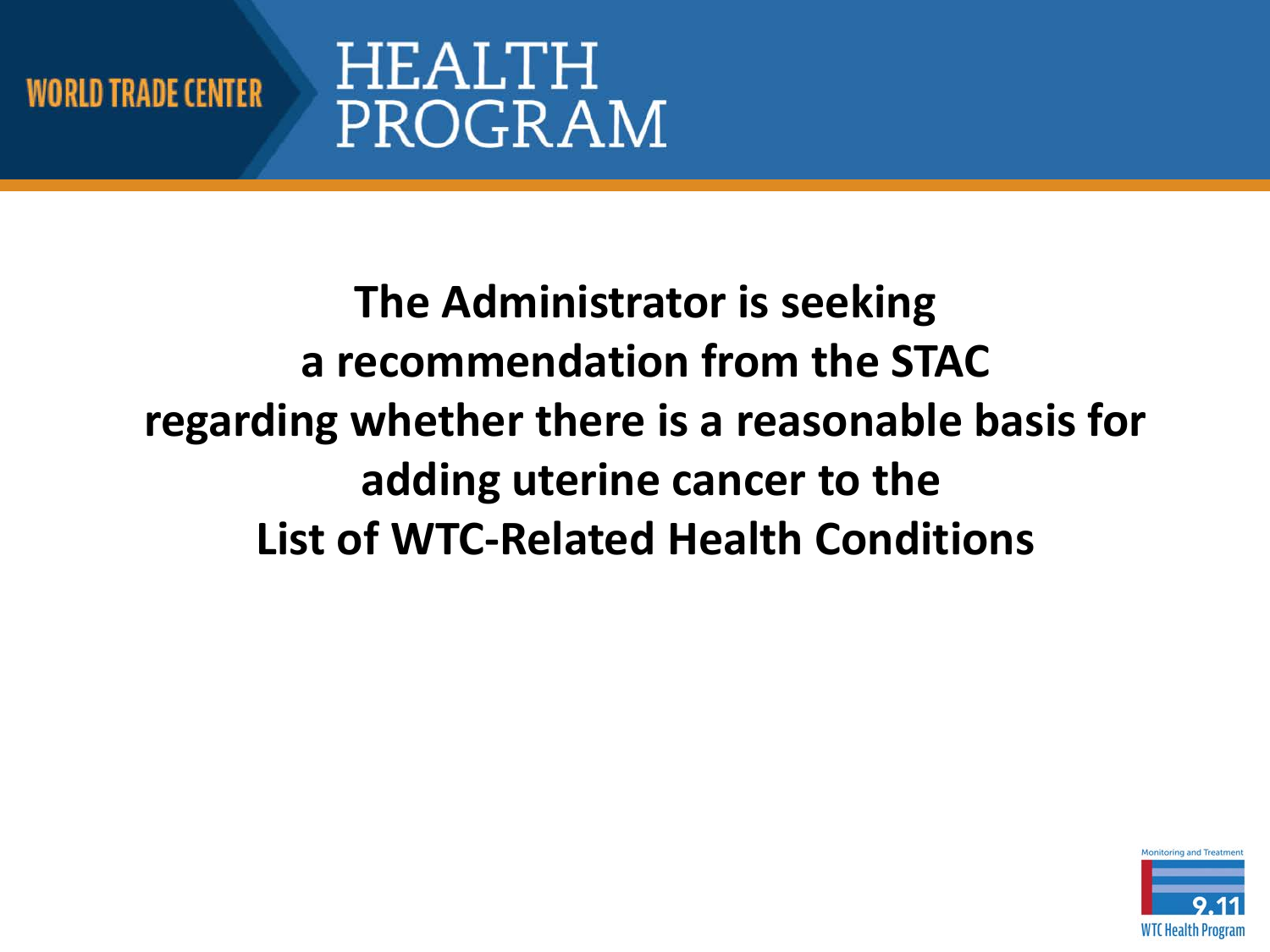**The Administrator is seeking a recommendation from the STAC regarding whether there is a reasonable basis for adding uterine cancer to the List of WTC-Related Health Conditions**